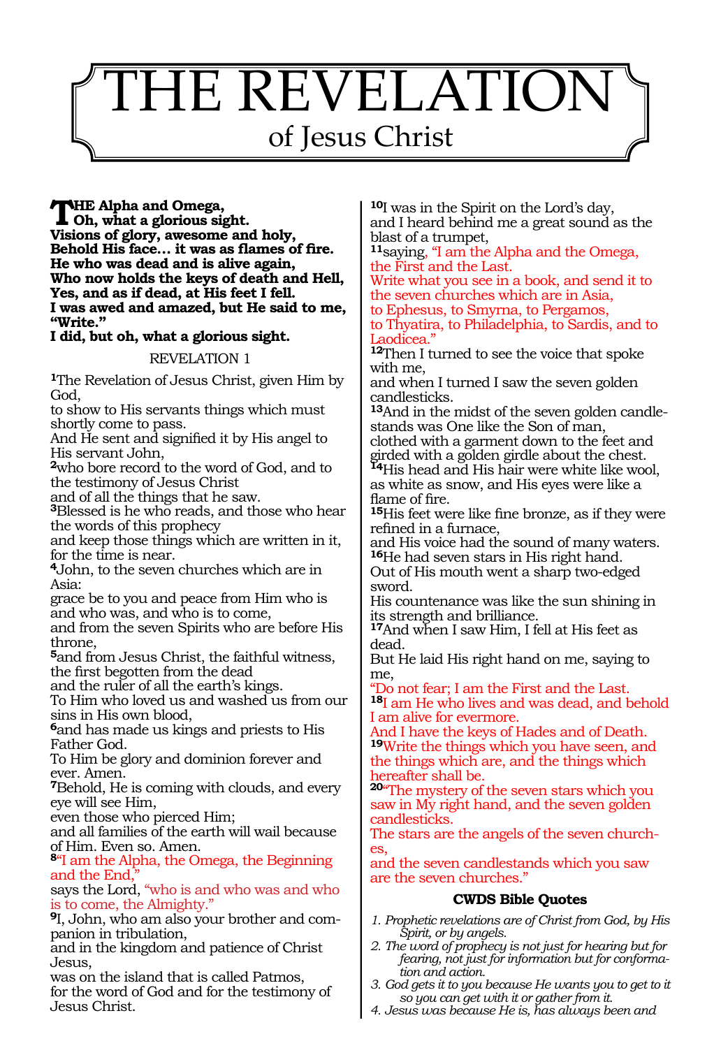# THE REVELATION
## of Jesus Christ

**THE Alpha and Omega,**
**Oh, what a glorious sight.**
**Visions of glory, awesome and holy,**
**Behold His face… it was as flames of fire.**
**He who was dead and is alive again,**
**Who now holds the keys of death and Hell,**
**Yes, and as if dead, at His feet I fell.**
**I was awed and amazed, but He said to me, "Write."**
**I did, but oh, what a glorious sight.**

### REVELATION 1

**1**The Revelation of Jesus Christ, given Him by God,
to show to His servants things which must shortly come to pass.
And He sent and signified it by His angel to His servant John,
**2**who bore record to the word of God, and to the testimony of Jesus Christ
and of all the things that he saw.
**3**Blessed is he who reads, and those who hear the words of this prophecy
and keep those things which are written in it, for the time is near.
**4**John, to the seven churches which are in Asia:
grace be to you and peace from Him who is and who was, and who is to come,
and from the seven Spirits who are before His throne,
**5**and from Jesus Christ, the faithful witness, the first begotten from the dead
and the ruler of all the earth's kings.
To Him who loved us and washed us from our sins in His own blood,
**6**and has made us kings and priests to His Father God.
To Him be glory and dominion forever and ever. Amen.
**7**Behold, He is coming with clouds, and every eye will see Him,
even those who pierced Him;
and all families of the earth will wail because of Him. Even so. Amen.
**8**"I am the Alpha, the Omega, the Beginning and the End,"
says the Lord, "who is and who was and who is to come, the Almighty."
**9**I, John, who am also your brother and companion in tribulation,
and in the kingdom and patience of Christ Jesus,
was on the island that is called Patmos,
for the word of God and for the testimony of Jesus Christ.
**10**I was in the Spirit on the Lord's day,
and I heard behind me a great sound as the blast of a trumpet,
**11**saying, "I am the Alpha and the Omega, the First and the Last.
Write what you see in a book, and send it to the seven churches which are in Asia,
to Ephesus, to Smyrna, to Pergamos,
to Thyatira, to Philadelphia, to Sardis, and to Laodicea."
**12**Then I turned to see the voice that spoke with me,
and when I turned I saw the seven golden candlesticks.
**13**And in the midst of the seven golden candlestands was One like the Son of man,
clothed with a garment down to the feet and girded with a golden girdle about the chest.
**14**His head and His hair were white like wool, as white as snow, and His eyes were like a flame of fire.
**15**His feet were like fine bronze, as if they were refined in a furnace,
and His voice had the sound of many waters.
**16**He had seven stars in His right hand.
Out of His mouth went a sharp two-edged sword.
His countenance was like the sun shining in its strength and brilliance.
**17**And when I saw Him, I fell at His feet as dead.
But He laid His right hand on me, saying to me,
"Do not fear; I am the First and the Last.
**18**I am He who lives and was dead, and behold I am alive for evermore.
And I have the keys of Hades and of Death.
**19**Write the things which you have seen, and the things which are, and the things which hereafter shall be.
**20**"The mystery of the seven stars which you saw in My right hand, and the seven golden candlesticks.
The stars are the angels of the seven churches,
and the seven candlestands which you saw are the seven churches."

#### CWDS Bible Quotes

1. *Prophetic revelations are of Christ from God, by His Spirit, or by angels.*
2. *The word of prophecy is not just for hearing but for fearing, not just for information but for conformation and action.*
3. *God gets it to you because He wants you to get to it so you can get with it or gather from it.*
4. *Jesus was because He is, has always been and*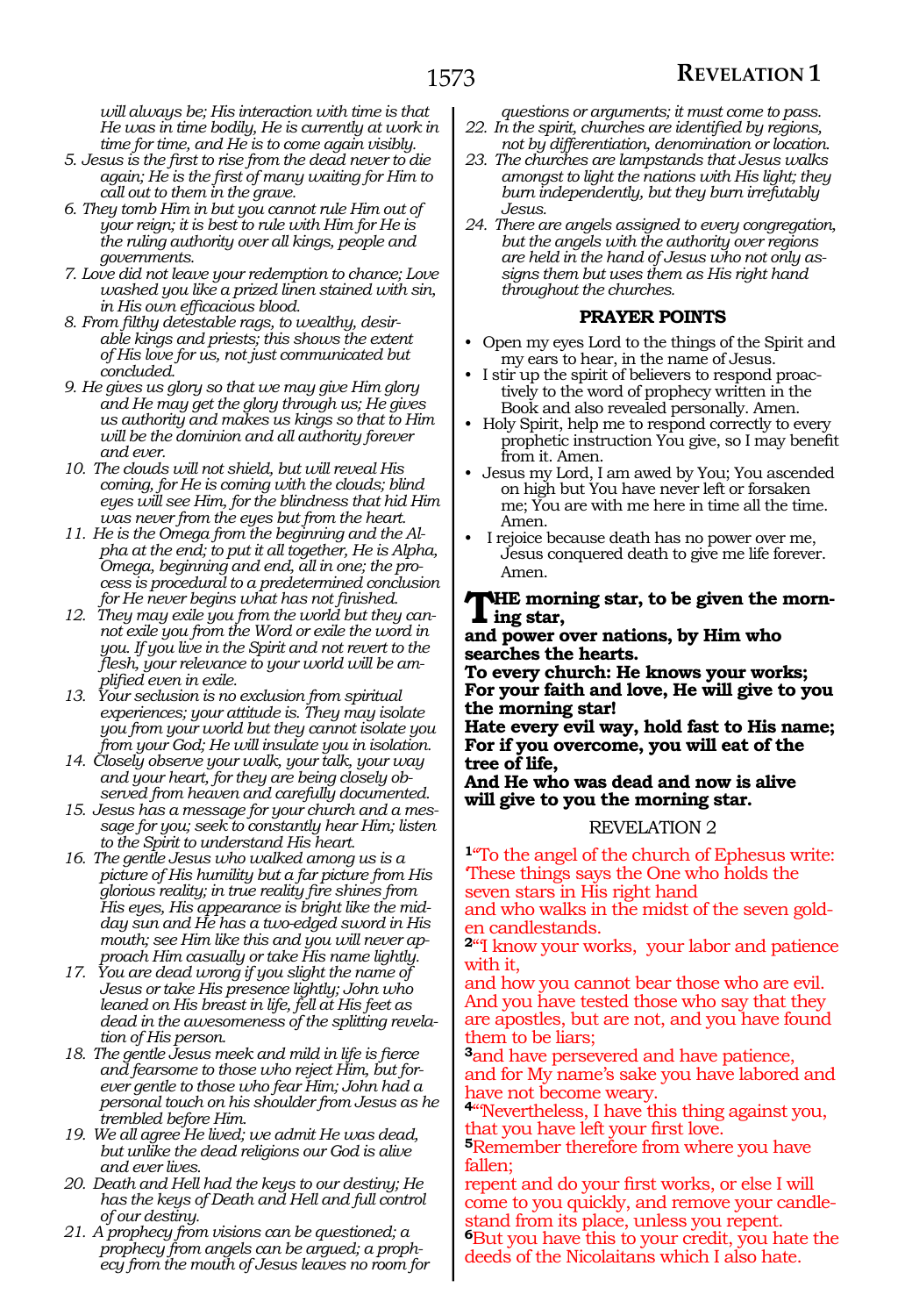*will always be; His interaction with time is that He was in time bodily, He is currently at work in time for time, and He is to come again visibly.*

5. *Jesus is the first to rise from the dead never to die again; He is the first of many waiting for Him to call out to them in the grave.*
6. *They tomb Him in but you cannot rule Him out of your reign; it is best to rule with Him for He is the ruling authority over all kings, people and governments.*
7. *Love did not leave your redemption to chance; Love washed you like a prized linen stained with sin, in His own efficacious blood.*
8. *From filthy detestable rags, to wealthy, desirable kings and priests; this shows the extent of His love for us, not just communicated but concluded.*
9. *He gives us glory so that we may give Him glory and He may get the glory through us; He gives us authority and makes us kings so that to Him will be the dominion and all authority forever and ever.*
10. *The clouds will not shield, but will reveal His coming, for He is coming with the clouds; blind eyes will see Him, for the blindness that hid Him was never from the eyes but from the heart.*
11. *He is the Omega from the beginning and the Alpha at the end; to put it all together, He is Alpha, Omega, beginning and end, all in one; the process is procedural to a predetermined conclusion for He never begins what has not finished.*
12. *They may exile you from the world but they cannot exile you from the Word or exile the word in you. If you live in the Spirit and not revert to the flesh, your relevance to your world will be amplified even in exile.*
13. *Your seclusion is no exclusion from spiritual experiences; your attitude is. They may isolate you from your world but they cannot isolate you from your God; He will insulate you in isolation.*
14. *Closely observe your walk, your talk, your way and your heart, for they are being closely observed from heaven and carefully documented.*
15. *Jesus has a message for your church and a message for you; seek to constantly hear Him; listen to the Spirit to understand His heart.*
16. *The gentle Jesus who walked among us is a picture of His humility but a far picture from His glorious reality; in true reality fire shines from His eyes, His appearance is bright like the midday sun and He has a two-edged sword in His mouth; see Him like this and you will never approach Him casually or take His name lightly.*
17. *You are dead wrong if you slight the name of Jesus or take His presence lightly; John who leaned on His breast in life, fell at His feet as dead in the awesomeness of the splitting revelation of His person.*
18. *The gentle Jesus meek and mild in life is fierce and fearsome to those who reject Him, but forever gentle to those who fear Him; John had a personal touch on his shoulder from Jesus as he trembled before Him.*
19. *We all agree He lived; we admit He was dead, but unlike the dead religions our God is alive and ever lives.*
20. *Death and Hell had the keys to our destiny; He has the keys of Death and Hell and full control of our destiny.*
21. *A prophecy from visions can be questioned; a prophecy from angels can be argued; a prophecy from the mouth of Jesus leaves no room for questions or arguments; it must come to pass.*
22. *In the spirit, churches are identified by regions, not by differentiation, denomination or location.*
23. *The churches are lampstands that Jesus walks amongst to light the nations with His light; they burn independently, but they burn irrefutably Jesus.*
24. *There are angels assigned to every congregation, but the angels with the authority over regions are held in the hand of Jesus who not only assigns them but uses them as His right hand throughout the churches.*

## PRAYER POINTS

- Open my eyes Lord to the things of the Spirit and my ears to hear, in the name of Jesus.
- I stir up the spirit of believers to respond proactively to the word of prophecy written in the Book and also revealed personally. Amen.
- Holy Spirit, help me to respond correctly to every prophetic instruction You give, so I may benefit from it. Amen.
- Jesus my Lord, I am awed by You; You ascended on high but You have never left or forsaken me; You are with me here in time all the time. Amen.
- I rejoice because death has no power over me, Jesus conquered death to give me life forever. Amen.

**THE morning star, to be given the morning star,**
**and power over nations, by Him who searches the hearts.**
**To every church: He knows your works;**
**For your faith and love, He will give to you the morning star!**
**Hate every evil way, hold fast to His name;**
**For if you overcome, you will eat of the tree of life,**
**And He who was dead and now is alive will give to you the morning star.**

## REVELATION 2

[1]"To the angel of the church of Ephesus write: 'These things says the One who holds the seven stars in His right hand and who walks in the midst of the seven golden candlestands.

[2]"I know your works, your labor and patience with it, and how you cannot bear those who are evil. And you have tested those who say that they are apostles, but are not, and you have found them to be liars;

[3]and have persevered and have patience, and for My name's sake you have labored and have not become weary.

[4]"Nevertheless, I have this thing against you, that you have left your first love.

[5]Remember therefore from where you have fallen; repent and do your first works, or else I will come to you quickly, and remove your candlestand from its place, unless you repent.

[6]But you have this to your credit, you hate the deeds of the Nicolaitans which I also hate.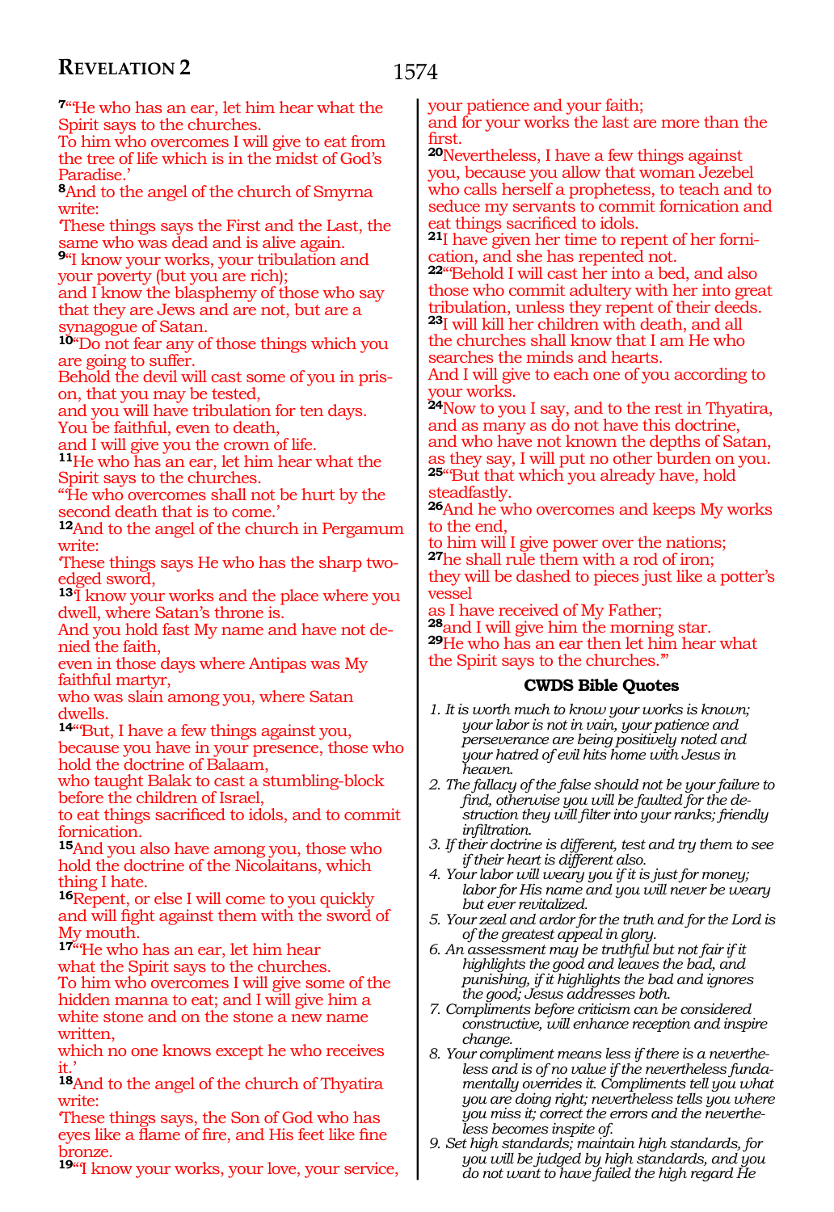**7**"He who has an ear, let him hear what the Spirit says to the churches.
To him who overcomes I will give to eat from the tree of life which is in the midst of God's Paradise.'

**8**And to the angel of the church of Smyrna write:
'These things says the First and the Last, the same who was dead and is alive again.

**9**"I know your works, your tribulation and your poverty (but you are rich);
and I know the blasphemy of those who say that they are Jews and are not, but are a synagogue of Satan.

**10**"Do not fear any of those things which you are going to suffer.
Behold the devil will cast some of you in prison, that you may be tested,
and you will have tribulation for ten days.
You be faithful, even to death,
and I will give you the crown of life.

**11**He who has an ear, let him hear what the Spirit says to the churches.
"He who overcomes shall not be hurt by the second death that is to come.'

**12**And to the angel of the church in Pergamum write:
'These things says He who has the sharp two-edged sword,

**13**"I know your works and the place where you dwell, where Satan's throne is.
And you hold fast My name and have not denied the faith,
even in those days where Antipas was My faithful martyr,
who was slain among you, where Satan dwells.

**14**"But, I have a few things against you,
because you have in your presence, those who hold the doctrine of Balaam,
who taught Balak to cast a stumbling-block before the children of Israel,
to eat things sacrificed to idols, and to commit fornication.

**15**And you also have among you, those who hold the doctrine of the Nicolaitans, which thing I hate.

**16**Repent, or else I will come to you quickly and will fight against them with the sword of My mouth.

**17**"He who has an ear, let him hear
what the Spirit says to the churches.
To him who overcomes I will give some of the hidden manna to eat; and I will give him a white stone and on the stone a new name written,
which no one knows except he who receives it.'

**18**And to the angel of the church of Thyatira write:
'These things says, the Son of God who has eyes like a flame of fire, and His feet like fine bronze.

**19**"I know your works, your love, your service, your patience and your faith;
and for your works the last are more than the first.

**20**Nevertheless, I have a few things against you, because you allow that woman Jezebel who calls herself a prophetess, to teach and to seduce my servants to commit fornication and eat things sacrificed to idols.

**21**I have given her time to repent of her fornication, and she has repented not.

**22**"Behold I will cast her into a bed, and also those who commit adultery with her into great tribulation, unless they repent of their deeds.

**23**I will kill her children with death, and all the churches shall know that I am He who searches the minds and hearts.
And I will give to each one of you according to your works.

**24**Now to you I say, and to the rest in Thyatira, and as many as do not have this doctrine, and who have not known the depths of Satan, as they say, I will put no other burden on you.

**25**"But that which you already have, hold steadfastly.

**26**And he who overcomes and keeps My works to the end,
to him will I give power over the nations;

**27**he shall rule them with a rod of iron;
they will be dashed to pieces just like a potter's vessel
as I have received of My Father;

**28**and I will give him the morning star.

**29**He who has an ear then let him hear what the Spirit says to the churches."'

### CWDS Bible Quotes

1. *It is worth much to know your works is known; your labor is not in vain, your patience and perseverance are being positively noted and your hatred of evil hits home with Jesus in heaven.*
2. *The fallacy of the false should not be your failure to find, otherwise you will be faulted for the destruction they will filter into your ranks; friendly infiltration.*
3. *If their doctrine is different, test and try them to see if their heart is different also.*
4. *Your labor will weary you if it is just for money; labor for His name and you will never be weary but ever revitalized.*
5. *Your zeal and ardor for the truth and for the Lord is of the greatest appeal in glory.*
6. *An assessment may be truthful but not fair if it highlights the good and leaves the bad, and punishing, if it highlights the bad and ignores the good; Jesus addresses both.*
7. *Compliments before criticism can be considered constructive, will enhance reception and inspire change.*
8. *Your compliment means less if there is a nevertheless and is of no value if the nevertheless fundamentally overrides it. Compliments tell you what you are doing right; nevertheless tells you where you miss it; correct the errors and the nevertheless becomes inspite of.*
9. *Set high standards; maintain high standards, for you will be judged by high standards, and you do not want to have failed the high regard He*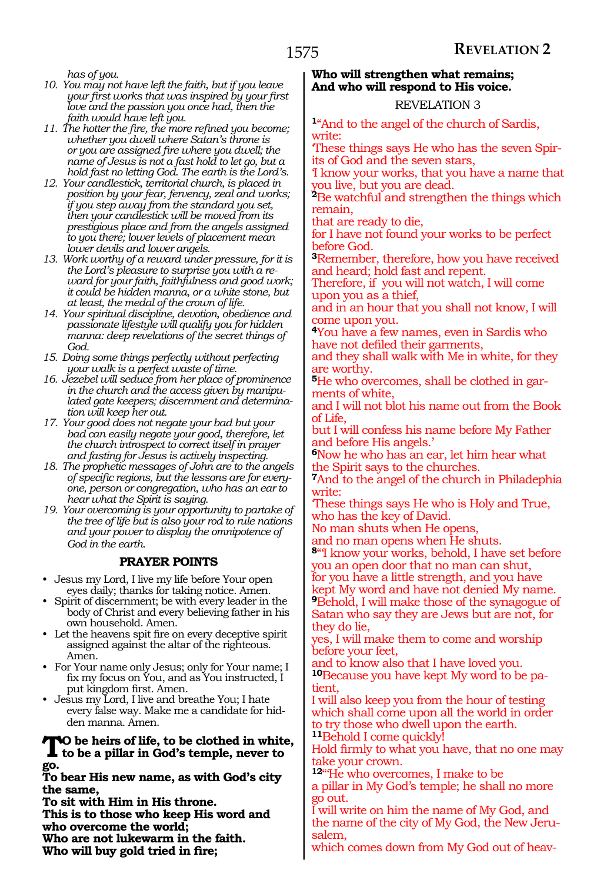*has of you.*

10. *You may not have left the faith, but if you leave your first works that was inspired by your first love and the passion you once had, then the faith would have left you.*
11. *The hotter the fire, the more refined you become; whether you dwell where Satan's throne is or you are assigned fire where you dwell; the name of Jesus is not a fast hold to let go, but a hold fast no letting God. The earth is the Lord's.*
12. *Your candlestick, territorial church, is placed in position by your fear, fervency, zeal and works; if you step away from the standard you set, then your candlestick will be moved from its prestigious place and from the angels assigned to you there; lower levels of placement mean lower devils and lower angels.*
13. *Work worthy of a reward under pressure, for it is the Lord's pleasure to surprise you with a reward for your faith, faithfulness and good work; it could be hidden manna, or a white stone, but at least, the medal of the crown of life.*
14. *Your spiritual discipline, devotion, obedience and passionate lifestyle will qualify you for hidden manna: deep revelations of the secret things of God.*
15. *Doing some things perfectly without perfecting your walk is a perfect waste of time.*
16. *Jezebel will seduce from her place of prominence in the church and the access given by manipulated gate keepers; discernment and determination will keep her out.*
17. *Your good does not negate your bad but your bad can easily negate your good, therefore, let the church introspect to correct itself in prayer and fasting for Jesus is actively inspecting.*
18. *The prophetic messages of John are to the angels of specific regions, but the lessons are for everyone, person or congregation, who has an ear to hear what the Spirit is saying.*
19. *Your overcoming is your opportunity to partake of the tree of life but is also your rod to rule nations and your power to display the omnipotence of God in the earth.*

## PRAYER POINTS

- Jesus my Lord, I live my life before Your open eyes daily; thanks for taking notice. Amen.
- Spirit of discernment; be with every leader in the body of Christ and every believing father in his own household. Amen.
- Let the heavens spit fire on every deceptive spirit assigned against the altar of the righteous. Amen.
- For Your name only Jesus; only for Your name; I fix my focus on You, and as You instructed, I put kingdom first. Amen.
- Jesus my Lord, I live and breathe You; I hate every false way. Make me a candidate for hidden manna. Amen.

**To be heirs of life, to be clothed in white, to be a pillar in God's temple, never to go.**
**To bear His new name, as with God's city the same,**
**To sit with Him in His throne.**
**This is to those who keep His word and who overcome the world;**
**Who are not lukewarm in the faith.**
**Who will buy gold tried in fire;**
**Who will strengthen what remains;**
**And who will respond to His voice.**

## REVELATION 3

[1]"And to the angel of the church of Sardis, write:
'These things says He who has the seven Spirits of God and the seven stars,
'I know your works, that you have a name that you live, but you are dead.
[2]Be watchful and strengthen the things which remain,
that are ready to die,
for I have not found your works to be perfect before God.
[3]Remember, therefore, how you have received and heard; hold fast and repent.
Therefore, if you will not watch, I will come upon you as a thief,
and in an hour that you shall not know, I will come upon you.
[4]You have a few names, even in Sardis who have not defiled their garments,
and they shall walk with Me in white, for they are worthy.
[5]He who overcomes, shall be clothed in garments of white,
and I will not blot his name out from the Book of Life,
but I will confess his name before My Father and before His angels.'
[6]Now he who has an ear, let him hear what the Spirit says to the churches.
[7]And to the angel of the church in Philadelphia write:
'These things says He who is Holy and True, who has the key of David.
No man shuts when He opens,
and no man opens when He shuts.
[8]"I know your works, behold, I have set before you an open door that no man can shut,
for you have a little strength, and you have kept My word and have not denied My name.
[9]Behold, I will make those of the synagogue of Satan who say they are Jews but are not, for they do lie,
yes, I will make them to come and worship before your feet,
and to know also that I have loved you.
[10]Because you have kept My word to be patient,
I will also keep you from the hour of testing which shall come upon all the world in order to try those who dwell upon the earth.
[11]Behold I come quickly!
Hold firmly to what you have, that no one may take your crown.
[12]"He who overcomes, I make to be
a pillar in My God's temple; he shall no more go out.
I will write on him the name of My God, and the name of the city of My God, the New Jerusalem,
which comes down from My God out of heav-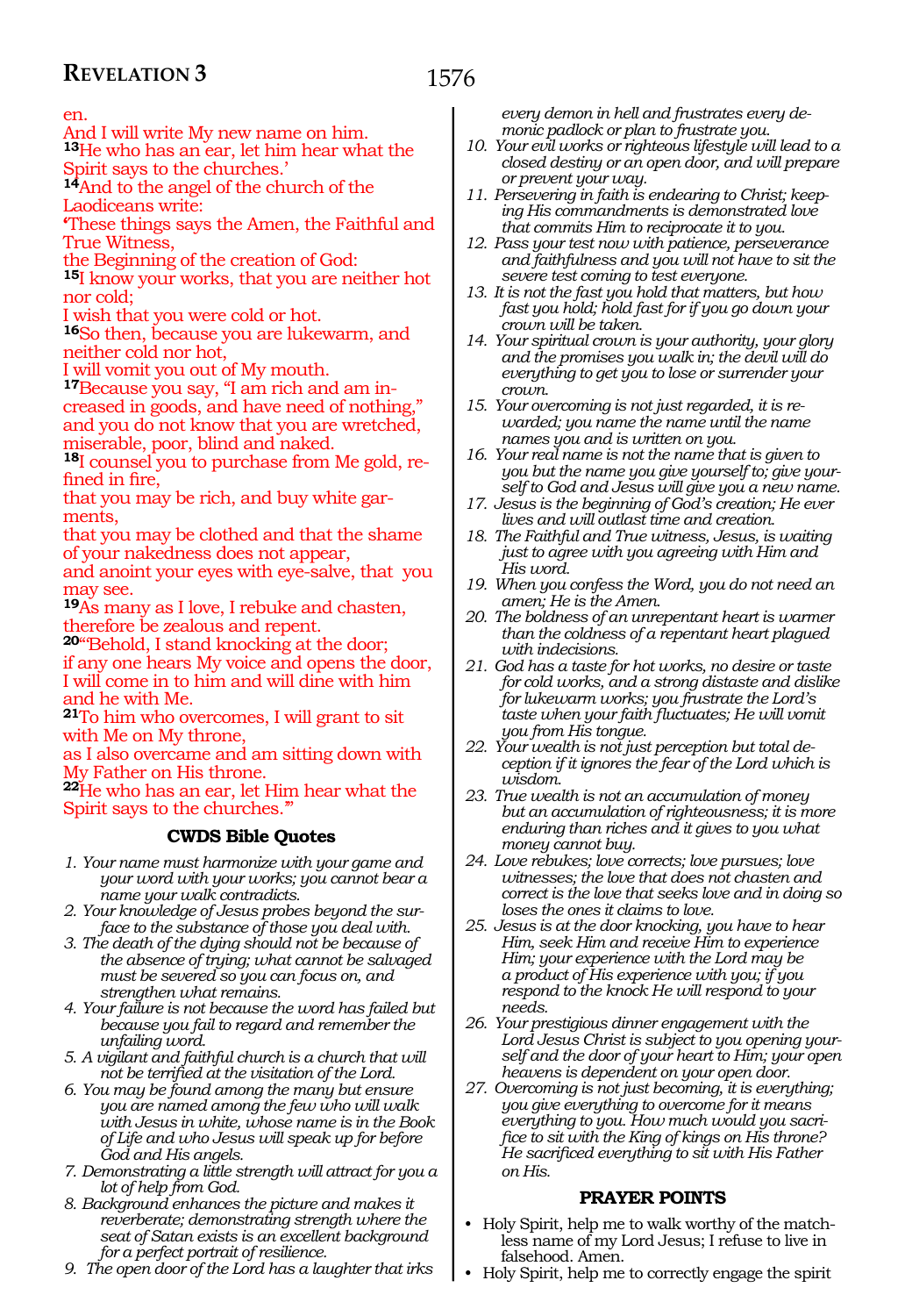en.
And I will write My new name on him.
**13**He who has an ear, let him hear what the Spirit says to the churches.'
**14**And to the angel of the church of the Laodiceans write:
'These things says the Amen, the Faithful and True Witness,
the Beginning of the creation of God:
**15**I know your works, that you are neither hot nor cold;
I wish that you were cold or hot.
**16**So then, because you are lukewarm, and neither cold nor hot,
I will vomit you out of My mouth.
**17**Because you say, "I am rich and am increased in goods, and have need of nothing,"
and you do not know that you are wretched, miserable, poor, blind and naked.
**18**I counsel you to purchase from Me gold, refined in fire,
that you may be rich, and buy white garments,
that you may be clothed and that the shame of your nakedness does not appear,
and anoint your eyes with eye-salve, that you may see.
**19**As many as I love, I rebuke and chasten,
therefore be zealous and repent.
**20**"Behold, I stand knocking at the door;
if any one hears My voice and opens the door,
I will come in to him and will dine with him and he with Me.
**21**To him who overcomes, I will grant to sit with Me on My throne,
as I also overcame and am sitting down with My Father on His throne.
**22**He who has an ear, let Him hear what the Spirit says to the churches."'

## CWDS Bible Quotes

1. *Your name must harmonize with your game and your word with your works; you cannot bear a name your walk contradicts.*
2. *Your knowledge of Jesus probes beyond the surface to the substance of those you deal with.*
3. *The death of the dying should not be because of the absence of trying; what cannot be salvaged must be severed so you can focus on, and strengthen what remains.*
4. *Your failure is not because the word has failed but because you fail to regard and remember the unfailing word.*
5. *A vigilant and faithful church is a church that will not be terrified at the visitation of the Lord.*
6. *You may be found among the many but ensure you are named among the few who will walk with Jesus in white, whose name is in the Book of Life and who Jesus will speak up for before God and His angels.*
7. *Demonstrating a little strength will attract for you a lot of help from God.*
8. *Background enhances the picture and makes it reverberate; demonstrating strength where the seat of Satan exists is an excellent background for a perfect portrait of resilience.*
9. *The open door of the Lord has a laughter that irks every demon in hell and frustrates every demonic padlock or plan to frustrate you.*
10. *Your evil works or righteous lifestyle will lead to a closed destiny or an open door, and will prepare or prevent your way.*
11. *Persevering in faith is endearing to Christ; keeping His commandments is demonstrated love that commits Him to reciprocate it to you.*
12. *Pass your test now with patience, perseverance and faithfulness and you will not have to sit the severe test coming to test everyone.*
13. *It is not the fast you hold that matters, but how fast you hold; hold fast for if you go down your crown will be taken.*
14. *Your spiritual crown is your authority, your glory and the promises you walk in; the devil will do everything to get you to lose or surrender your crown.*
15. *Your overcoming is not just regarded, it is rewarded; you name the name until the name names you and is written on you.*
16. *Your real name is not the name that is given to you but the name you give yourself to; give yourself to God and Jesus will give you a new name.*
17. *Jesus is the beginning of God's creation; He ever lives and will outlast time and creation.*
18. *The Faithful and True witness, Jesus, is waiting just to agree with you agreeing with Him and His word.*
19. *When you confess the Word, you do not need an amen; He is the Amen.*
20. *The boldness of an unrepentant heart is warmer than the coldness of a repentant heart plagued with indecisions.*
21. *God has a taste for hot works, no desire or taste for cold works, and a strong distaste and dislike for lukewarm works; you frustrate the Lord's taste when your faith fluctuates; He will vomit you from His tongue.*
22. *Your wealth is not just perception but total deception if it ignores the fear of the Lord which is wisdom.*
23. *True wealth is not an accumulation of money but an accumulation of righteousness; it is more enduring than riches and it gives to you what money cannot buy.*
24. *Love rebukes; love corrects; love pursues; love witnesses; the love that does not chasten and correct is the love that seeks love and in doing so loses the ones it claims to love.*
25. *Jesus is at the door knocking, you have to hear Him, seek Him and receive Him to experience Him; your experience with the Lord may be a product of His experience with you; if you respond to the knock He will respond to your needs.*
26. *Your prestigious dinner engagement with the Lord Jesus Christ is subject to you opening yourself and the door of your heart to Him; your open heavens is dependent on your open door.*
27. *Overcoming is not just becoming, it is everything; you give everything to overcome for it means everything to you. How much would you sacrifice to sit with the King of kings on His throne? He sacrificed everything to sit with His Father on His.*

## PRAYER POINTS

- Holy Spirit, help me to walk worthy of the matchless name of my Lord Jesus; I refuse to live in falsehood. Amen.
- Holy Spirit, help me to correctly engage the spirit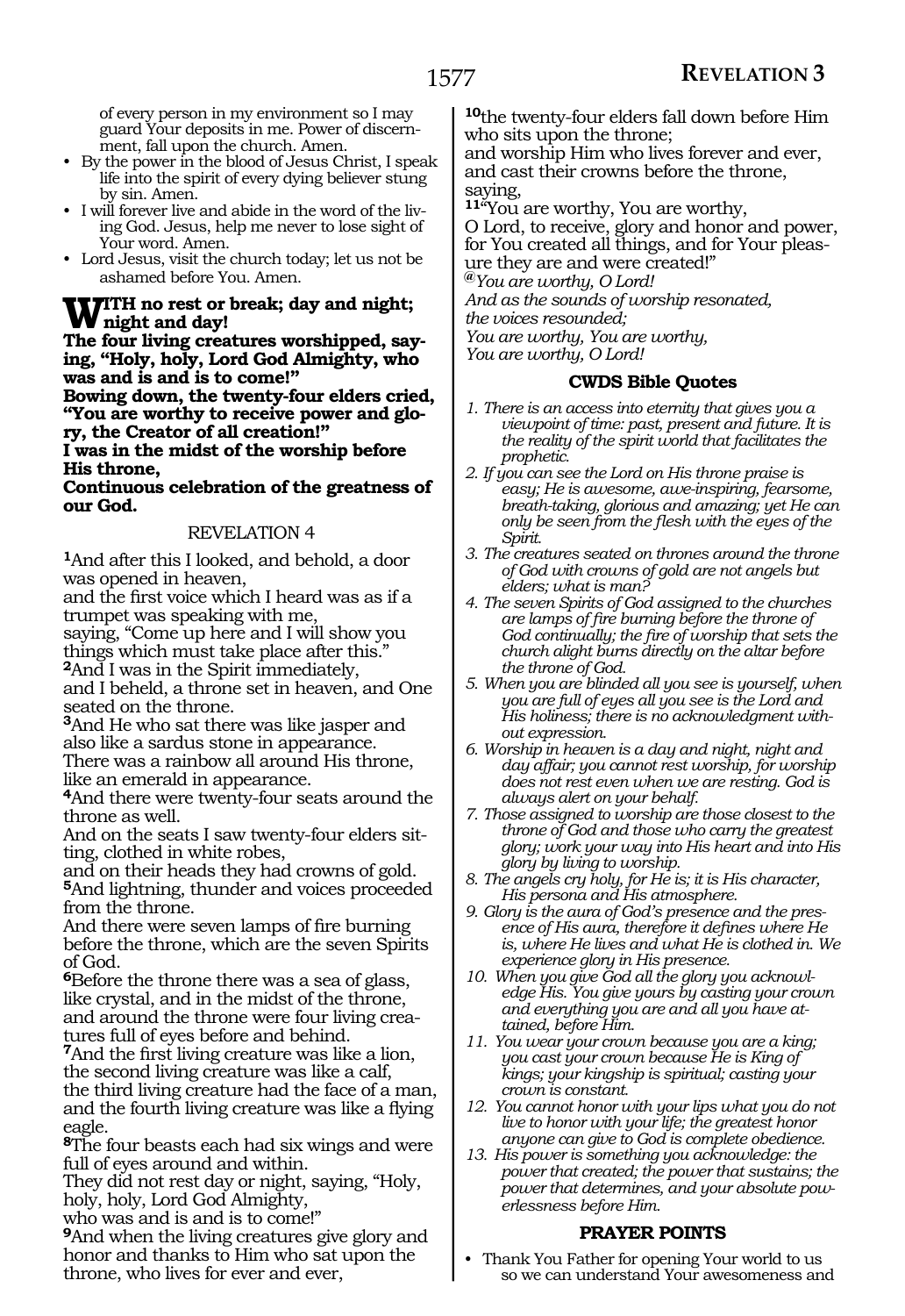of every person in my environment so I may guard Your deposits in me. Power of discernment, fall upon the church. Amen.

- By the power in the blood of Jesus Christ, I speak life into the spirit of every dying believer stung by sin. Amen.
- I will forever live and abide in the word of the living God. Jesus, help me never to lose sight of Your word. Amen.
- Lord Jesus, visit the church today; let us not be ashamed before You. Amen.

**WITH no rest or break; day and night; night and day!**
**The four living creatures worshipped, saying, "Holy, holy, Lord God Almighty, who was and is and is to come!"**
**Bowing down, the twenty-four elders cried, "You are worthy to receive power and glory, the Creator of all creation!"**
**I was in the midst of the worship before His throne,**
**Continuous celebration of the greatness of our God.**

REVELATION 4

**1**And after this I looked, and behold, a door was opened in heaven,
and the first voice which I heard was as if a trumpet was speaking with me,
saying, "Come up here and I will show you things which must take place after this."
**2**And I was in the Spirit immediately,
and I beheld, a throne set in heaven, and One seated on the throne.
**3**And He who sat there was like jasper and also like a sardus stone in appearance.
There was a rainbow all around His throne, like an emerald in appearance.
**4**And there were twenty-four seats around the throne as well.
And on the seats I saw twenty-four elders sitting, clothed in white robes,
and on their heads they had crowns of gold.
**5**And lightning, thunder and voices proceeded from the throne.
And there were seven lamps of fire burning before the throne, which are the seven Spirits of God.
**6**Before the throne there was a sea of glass, like crystal, and in the midst of the throne, and around the throne were four living creatures full of eyes before and behind.
**7**And the first living creature was like a lion, the second living creature was like a calf,
the third living creature had the face of a man, and the fourth living creature was like a flying eagle.
**8**The four beasts each had six wings and were full of eyes around and within.
They did not rest day or night, saying, "Holy, holy, holy, Lord God Almighty,
who was and is and is to come!"
**9**And when the living creatures give glory and honor and thanks to Him who sat upon the throne, who lives for ever and ever,
**10**the twenty-four elders fall down before Him who sits upon the throne;
and worship Him who lives forever and ever,
and cast their crowns before the throne, saying,
**11**"You are worthy, You are worthy,
O Lord, to receive, glory and honor and power,
for You created all things, and for Your pleasure they are and were created!"
*@You are worthy, O Lord!*
*And as the sounds of worship resonated,*
*the voices resounded;*
*You are worthy, You are worthy,*
*You are worthy, O Lord!*

### CWDS Bible Quotes

1. *There is an access into eternity that gives you a viewpoint of time: past, present and future. It is the reality of the spirit world that facilitates the prophetic.*
2. *If you can see the Lord on His throne praise is easy; He is awesome, awe-inspiring, fearsome, breath-taking, glorious and amazing; yet He can only be seen from the flesh with the eyes of the Spirit.*
3. *The creatures seated on thrones around the throne of God with crowns of gold are not angels but elders; what is man?*
4. *The seven Spirits of God assigned to the churches are lamps of fire burning before the throne of God continually; the fire of worship that sets the church alight burns directly on the altar before the throne of God.*
5. *When you are blinded all you see is yourself, when you are full of eyes all you see is the Lord and His holiness; there is no acknowledgment without expression.*
6. *Worship in heaven is a day and night, night and day affair; you cannot rest worship, for worship does not rest even when we are resting. God is always alert on your behalf.*
7. *Those assigned to worship are those closest to the throne of God and those who carry the greatest glory; work your way into His heart and into His glory by living to worship.*
8. *The angels cry holy, for He is; it is His character, His persona and His atmosphere.*
9. *Glory is the aura of God's presence and the presence of His aura, therefore it defines where He is, where He lives and what He is clothed in. We experience glory in His presence.*
10. *When you give God all the glory you acknowledge His. You give yours by casting your crown and everything you are and all you have attained, before Him.*
11. *You wear your crown because you are a king; you cast your crown because He is King of kings; your kingship is spiritual; casting your crown is constant.*
12. *You cannot honor with your lips what you do not live to honor with your life; the greatest honor anyone can give to God is complete obedience.*
13. *His power is something you acknowledge: the power that created; the power that sustains; the power that determines, and your absolute powerlessness before Him.*

### PRAYER POINTS

- Thank You Father for opening Your world to us so we can understand Your awesomeness and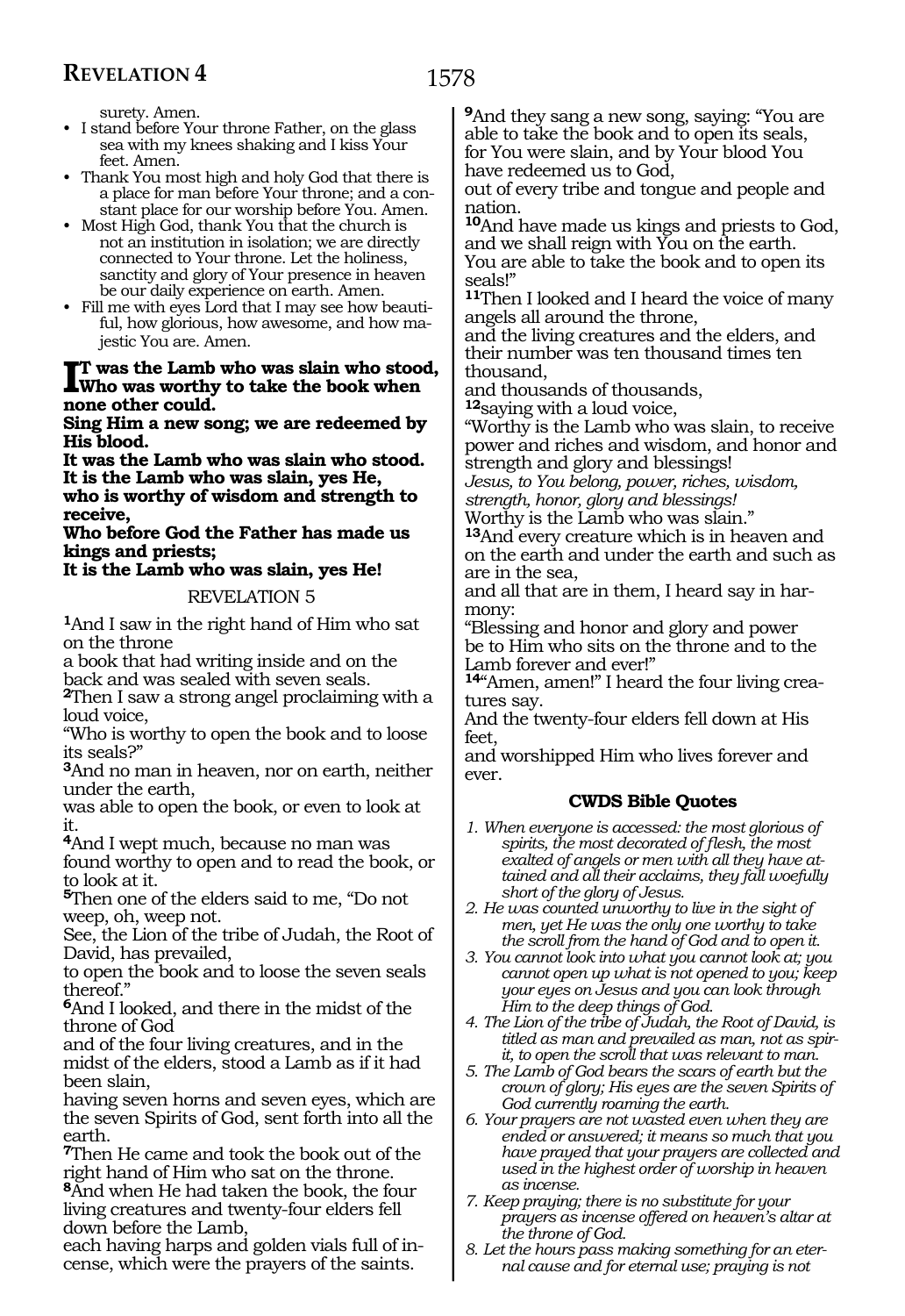surety. Amen.

- I stand before Your throne Father, on the glass sea with my knees shaking and I kiss Your feet. Amen.
- Thank You most high and holy God that there is a place for man before Your throne; and a constant place for our worship before You. Amen.
- Most High God, thank You that the church is not an institution in isolation; we are directly connected to Your throne. Let the holiness, sanctity and glory of Your presence in heaven be our daily experience on earth. Amen.
- Fill me with eyes Lord that I may see how beautiful, how glorious, how awesome, and how majestic You are. Amen.

**IT was the Lamb who was slain who stood, Who was worthy to take the book when none other could.**
**Sing Him a new song; we are redeemed by His blood.**
**It was the Lamb who was slain who stood.**
**It is the Lamb who was slain, yes He, who is worthy of wisdom and strength to receive,**
**Who before God the Father has made us kings and priests;**
**It is the Lamb who was slain, yes He!**

## REVELATION 5

**1**And I saw in the right hand of Him who sat on the throne
a book that had writing inside and on the back and was sealed with seven seals.
**2**Then I saw a strong angel proclaiming with a loud voice,
"Who is worthy to open the book and to loose its seals?"
**3**And no man in heaven, nor on earth, neither under the earth,
was able to open the book, or even to look at it.
**4**And I wept much, because no man was found worthy to open and to read the book, or to look at it.
**5**Then one of the elders said to me, "Do not weep, oh, weep not.
See, the Lion of the tribe of Judah, the Root of David, has prevailed,
to open the book and to loose the seven seals thereof."
**6**And I looked, and there in the midst of the throne of God
and of the four living creatures, and in the midst of the elders, stood a Lamb as if it had been slain,
having seven horns and seven eyes, which are the seven Spirits of God, sent forth into all the earth.
**7**Then He came and took the book out of the right hand of Him who sat on the throne.
**8**And when He had taken the book, the four living creatures and twenty-four elders fell down before the Lamb,
each having harps and golden vials full of incense, which were the prayers of the saints.
**9**And they sang a new song, saying: "You are able to take the book and to open its seals,
for You were slain, and by Your blood You have redeemed us to God,
out of every tribe and tongue and people and nation.
**10**And have made us kings and priests to God,
and we shall reign with You on the earth.
You are able to take the book and to open its seals!"
**11**Then I looked and I heard the voice of many angels all around the throne,
and the living creatures and the elders, and their number was ten thousand times ten thousand,
and thousands of thousands,
**12**saying with a loud voice,
"Worthy is the Lamb who was slain, to receive power and riches and wisdom, and honor and strength and glory and blessings!
*Jesus, to You belong, power, riches, wisdom, strength, honor, glory and blessings!*
Worthy is the Lamb who was slain."
**13**And every creature which is in heaven and on the earth and under the earth and such as are in the sea,
and all that are in them, I heard say in harmony:
"Blessing and honor and glory and power
be to Him who sits on the throne and to the Lamb forever and ever!"
**14**"Amen, amen!" I heard the four living creatures say.
And the twenty-four elders fell down at His feet,
and worshipped Him who lives forever and ever.

### CWDS Bible Quotes

1. *When everyone is accessed: the most glorious of spirits, the most decorated of flesh, the most exalted of angels or men with all they have attained and all their acclaims, they fall woefully short of the glory of Jesus.*
2. *He was counted unworthy to live in the sight of men, yet He was the only one worthy to take the scroll from the hand of God and to open it.*
3. *You cannot look into what you cannot look at; you cannot open up what is not opened to you; keep your eyes on Jesus and you can look through Him to the deep things of God.*
4. *The Lion of the tribe of Judah, the Root of David, is titled as man and prevailed as man, not as spirit, to open the scroll that was relevant to man.*
5. *The Lamb of God bears the scars of earth but the crown of glory; His eyes are the seven Spirits of God currently roaming the earth.*
6. *Your prayers are not wasted even when they are ended or answered; it means so much that you have prayed that your prayers are collected and used in the highest order of worship in heaven as incense.*
7. *Keep praying; there is no substitute for your prayers as incense offered on heaven's altar at the throne of God.*
8. *Let the hours pass making something for an eternal cause and for eternal use; praying is not*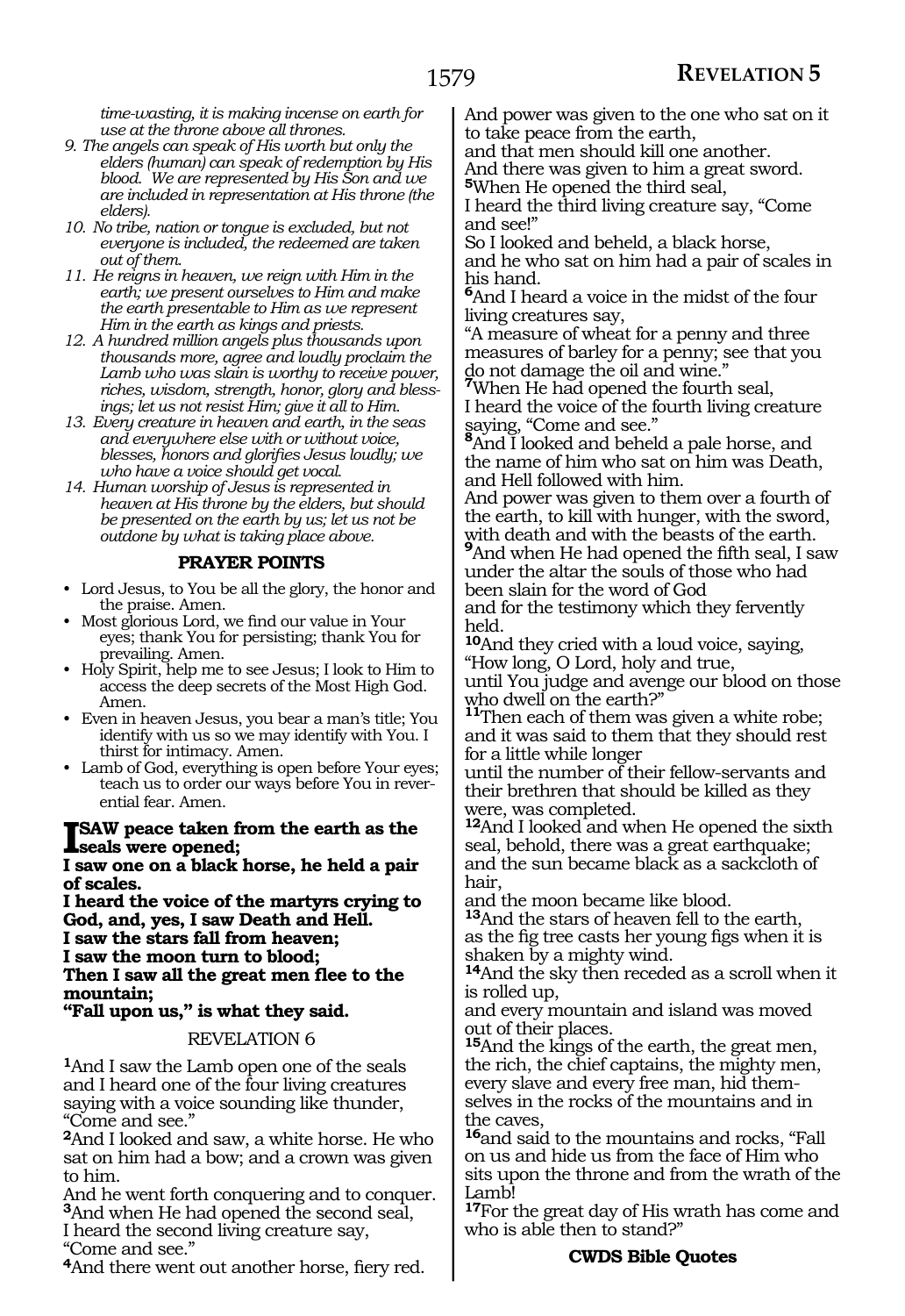*time-wasting, it is making incense on earth for use at the throne above all thrones.*

9. *The angels can speak of His worth but only the elders (human) can speak of redemption by His blood. We are represented by His Son and we are included in representation at His throne (the elders).*
10. *No tribe, nation or tongue is excluded, but not everyone is included, the redeemed are taken out of them.*
11. *He reigns in heaven, we reign with Him in the earth; we present ourselves to Him and make the earth presentable to Him as we represent Him in the earth as kings and priests.*
12. *A hundred million angels plus thousands upon thousands more, agree and loudly proclaim the Lamb who was slain is worthy to receive power, riches, wisdom, strength, honor, glory and blessings; let us not resist Him; give it all to Him.*
13. *Every creature in heaven and earth, in the seas and everywhere else with or without voice, blesses, honors and glorifies Jesus loudly; we who have a voice should get vocal.*
14. *Human worship of Jesus is represented in heaven at His throne by the elders, but should be presented on the earth by us; let us not be outdone by what is taking place above.*

### PRAYER POINTS

- Lord Jesus, to You be all the glory, the honor and the praise. Amen.
- Most glorious Lord, we find our value in Your eyes; thank You for persisting; thank You for prevailing. Amen.
- Holy Spirit, help me to see Jesus; I look to Him to access the deep secrets of the Most High God. Amen.
- Even in heaven Jesus, you bear a man's title; You identify with us so we may identify with You. I thirst for intimacy. Amen.
- Lamb of God, everything is open before Your eyes; teach us to order our ways before You in reverential fear. Amen.

**I SAW peace taken from the earth as the seals were opened;**
**I saw one on a black horse, he held a pair of scales.**
**I heard the voice of the martyrs crying to God, and, yes, I saw Death and Hell.**
**I saw the stars fall from heaven;**
**I saw the moon turn to blood;**
**Then I saw all the great men flee to the mountain;**
**"Fall upon us," is what they said.**

## REVELATION 6

**1**And I saw the Lamb open one of the seals and I heard one of the four living creatures saying with a voice sounding like thunder, "Come and see."

**2**And I looked and saw, a white horse. He who sat on him had a bow; and a crown was given to him.
And he went forth conquering and to conquer.

**3**And when He had opened the second seal,
I heard the second living creature say,
"Come and see."

**4**And there went out another horse, fiery red.
And power was given to the one who sat on it to take peace from the earth,
and that men should kill one another.
And there was given to him a great sword.

**5**When He opened the third seal,
I heard the third living creature say, "Come and see!"
So I looked and beheld, a black horse,
and he who sat on him had a pair of scales in his hand.

**6**And I heard a voice in the midst of the four living creatures say,
"A measure of wheat for a penny and three measures of barley for a penny; see that you do not damage the oil and wine."

**7**When He had opened the fourth seal,
I heard the voice of the fourth living creature saying, "Come and see."

**8**And I looked and beheld a pale horse, and the name of him who sat on him was Death, and Hell followed with him.
And power was given to them over a fourth of the earth, to kill with hunger, with the sword, with death and with the beasts of the earth.

**9**And when He had opened the fifth seal, I saw under the altar the souls of those who had been slain for the word of God
and for the testimony which they fervently held.

**10**And they cried with a loud voice, saying,
"How long, O Lord, holy and true,
until You judge and avenge our blood on those who dwell on the earth?"

**11**Then each of them was given a white robe; and it was said to them that they should rest for a little while longer
until the number of their fellow-servants and their brethren that should be killed as they were, was completed.

**12**And I looked and when He opened the sixth seal, behold, there was a great earthquake; and the sun became black as a sackcloth of hair,
and the moon became like blood.

**13**And the stars of heaven fell to the earth,
as the fig tree casts her young figs when it is shaken by a mighty wind.

**14**And the sky then receded as a scroll when it is rolled up,
and every mountain and island was moved out of their places.

**15**And the kings of the earth, the great men, the rich, the chief captains, the mighty men, every slave and every free man, hid themselves in the rocks of the mountains and in the caves,

**16**and said to the mountains and rocks, "Fall on us and hide us from the face of Him who sits upon the throne and from the wrath of the Lamb!

**17**For the great day of His wrath has come and who is able then to stand?"

**CWDS Bible Quotes**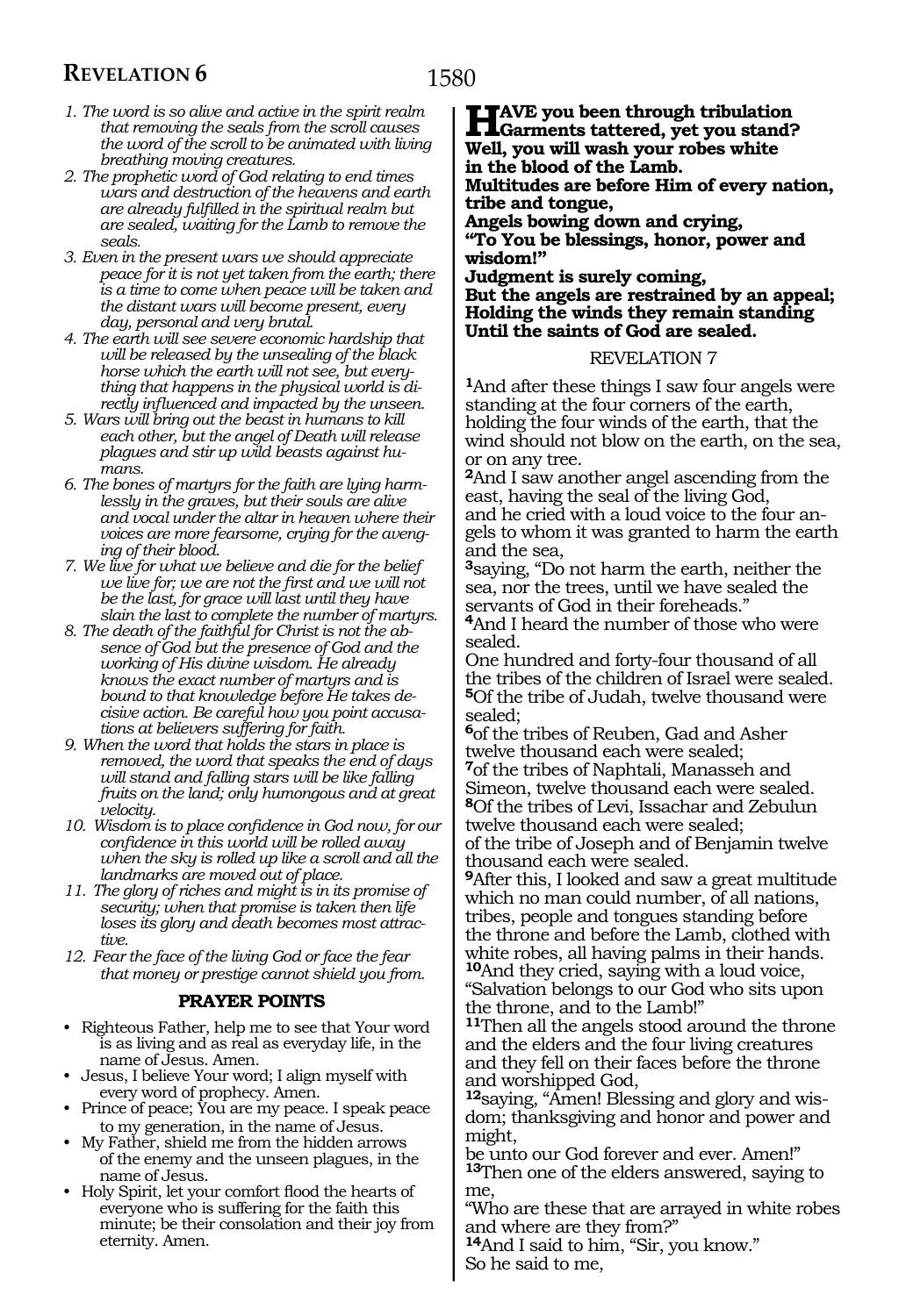1. *The word is so alive and active in the spirit realm that removing the seals from the scroll causes the word of the scroll to be animated with living breathing moving creatures.*
2. *The prophetic word of God relating to end times wars and destruction of the heavens and earth are already fulfilled in the spiritual realm but are sealed, waiting for the Lamb to remove the seals.*
3. *Even in the present wars we should appreciate peace for it is not yet taken from the earth; there is a time to come when peace will be taken and the distant wars will become present, every day, personal and very brutal.*
4. *The earth will see severe economic hardship that will be released by the unsealing of the black horse which the earth will not see, but everything that happens in the physical world is directly influenced and impacted by the unseen.*
5. *Wars will bring out the beast in humans to kill each other, but the angel of Death will release plagues and stir up wild beasts against humans.*
6. *The bones of martyrs for the faith are lying harmlessly in the graves, but their souls are alive and vocal under the altar in heaven where their voices are more fearsome, crying for the avenging of their blood.*
7. *We live for what we believe and die for the belief we live for; we are not the first and we will not be the last, for grace will last until they have slain the last to complete the number of martyrs.*
8. *The death of the faithful for Christ is not the absence of God but the presence of God and the working of His divine wisdom. He already knows the exact number of martyrs and is bound to that knowledge before He takes decisive action. Be careful how you point accusations at believers suffering for faith.*
9. *When the word that holds the stars in place is removed, the word that speaks the end of days will stand and falling stars will be like falling fruits on the land; only humongous and at great velocity.*
10. *Wisdom is to place confidence in God now, for our confidence in this world will be rolled away when the sky is rolled up like a scroll and all the landmarks are moved out of place.*
11. *The glory of riches and might is in its promise of security; when that promise is taken then life loses its glory and death becomes most attractive.*
12. *Fear the face of the living God or face the fear that money or prestige cannot shield you from.*

### PRAYER POINTS

- Righteous Father, help me to see that Your word is as living and as real as everyday life, in the name of Jesus. Amen.
- Jesus, I believe Your word; I align myself with every word of prophecy. Amen.
- Prince of peace; You are my peace. I speak peace to my generation, in the name of Jesus.
- My Father, shield me from the hidden arrows of the enemy and the unseen plagues, in the name of Jesus.
- Holy Spirit, let your comfort flood the hearts of everyone who is suffering for the faith this minute; be their consolation and their joy from eternity. Amen.

**HAVE you been through tribulation**
**Garments tattered, yet you stand?**
**Well, you will wash your robes white in the blood of the Lamb.**
**Multitudes are before Him of every nation, tribe and tongue,**
**Angels bowing down and crying,**
**"To You be blessings, honor, power and wisdom!"**
**Judgment is surely coming,**
**But the angels are restrained by an appeal;**
**Holding the winds they remain standing**
**Until the saints of God are sealed.**

## REVELATION 7

[1]And after these things I saw four angels were standing at the four corners of the earth, holding the four winds of the earth, that the wind should not blow on the earth, on the sea, or on any tree.
[2]And I saw another angel ascending from the east, having the seal of the living God, and he cried with a loud voice to the four angels to whom it was granted to harm the earth and the sea,
[3]saying, "Do not harm the earth, neither the sea, nor the trees, until we have sealed the servants of God in their foreheads."
[4]And I heard the number of those who were sealed.
One hundred and forty-four thousand of all the tribes of the children of Israel were sealed.
[5]Of the tribe of Judah, twelve thousand were sealed;
[6]of the tribes of Reuben, Gad and Asher twelve thousand each were sealed;
[7]of the tribes of Naphtali, Manasseh and Simeon, twelve thousand each were sealed.
[8]Of the tribes of Levi, Issachar and Zebulun twelve thousand each were sealed;
of the tribe of Joseph and of Benjamin twelve thousand each were sealed.
[9]After this, I looked and saw a great multitude which no man could number, of all nations, tribes, people and tongues standing before the throne and before the Lamb, clothed with white robes, all having palms in their hands.
[10]And they cried, saying with a loud voice, "Salvation belongs to our God who sits upon the throne, and to the Lamb!"
[11]Then all the angels stood around the throne and the elders and the four living creatures and they fell on their faces before the throne and worshipped God,
[12]saying, "Amen! Blessing and glory and wisdom; thanksgiving and honor and power and might,
be unto our God forever and ever. Amen!"
[13]Then one of the elders answered, saying to me,
"Who are these that are arrayed in white robes and where are they from?"
[14]And I said to him, "Sir, you know."
So he said to me,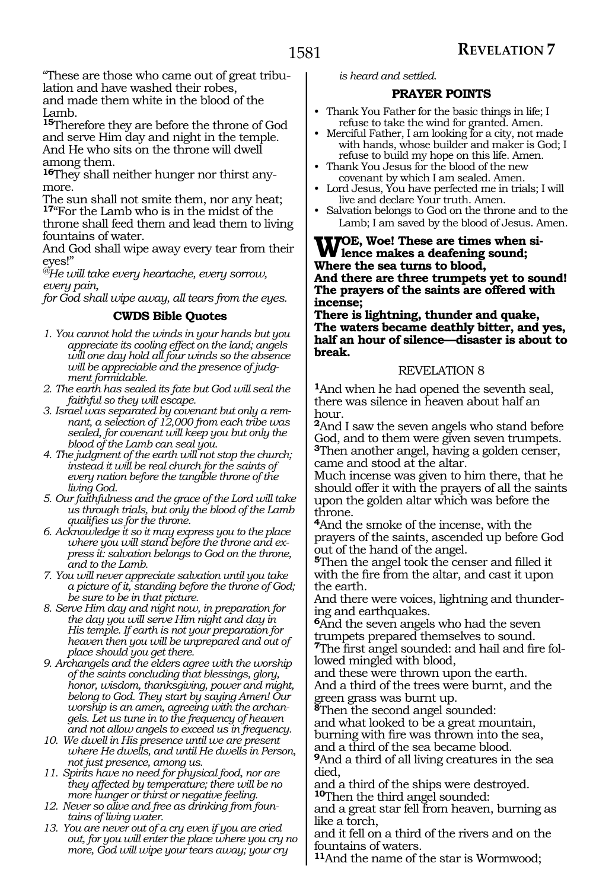"These are those who came out of great tribulation and have washed their robes,
and made them white in the blood of the Lamb.
**15**Therefore they are before the throne of God and serve Him day and night in the temple.
And He who sits on the throne will dwell among them.
**16**They shall neither hunger nor thirst anymore.
The sun shall not smite them, nor any heat;
**17**"For the Lamb who is in the midst of the throne shall feed them and lead them to living fountains of water.
And God shall wipe away every tear from their eyes!"
*@He will take every heartache, every sorrow, every pain,*
*for God shall wipe away, all tears from the eyes.*

### CWDS Bible Quotes

1. *You cannot hold the winds in your hands but you appreciate its cooling effect on the land; angels will one day hold all four winds so the absence will be appreciable and the presence of judgment formidable.*
2. *The earth has sealed its fate but God will seal the faithful so they will escape.*
3. *Israel was separated by covenant but only a remnant, a selection of 12,000 from each tribe was sealed, for covenant will keep you but only the blood of the Lamb can seal you.*
4. *The judgment of the earth will not stop the church; instead it will be real church for the saints of every nation before the tangible throne of the living God.*
5. *Our faithfulness and the grace of the Lord will take us through trials, but only the blood of the Lamb qualifies us for the throne.*
6. *Acknowledge it so it may express you to the place where you will stand before the throne and express it: salvation belongs to God on the throne, and to the Lamb.*
7. *You will never appreciate salvation until you take a picture of it, standing before the throne of God; be sure to be in that picture.*
8. *Serve Him day and night now, in preparation for the day you will serve Him night and day in His temple. If earth is not your preparation for heaven then you will be unprepared and out of place should you get there.*
9. *Archangels and the elders agree with the worship of the saints concluding that blessings, glory, honor, wisdom, thanksgiving, power and might, belong to God. They start by saying Amen! Our worship is an amen, agreeing with the archangels. Let us tune in to the frequency of heaven and not allow angels to exceed us in frequency.*
10. *We dwell in His presence until we are present where He dwells, and until He dwells in Person, not just presence, among us.*
11. *Spirits have no need for physical food, nor are they affected by temperature; there will be no more hunger or thirst or negative feeling.*
12. *Never so alive and free as drinking from fountains of living water.*
13. *You are never out of a cry even if you are cried out, for you will enter the place where you cry no more, God will wipe your tears away; your cry is heard and settled.*

### PRAYER POINTS

- Thank You Father for the basic things in life; I refuse to take the wind for granted. Amen.
- Merciful Father, I am looking for a city, not made with hands, whose builder and maker is God; I refuse to build my hope on this life. Amen.
- Thank You Jesus for the blood of the new covenant by which I am sealed. Amen.
- Lord Jesus, You have perfected me in trials; I will live and declare Your truth. Amen.
- Salvation belongs to God on the throne and to the Lamb; I am saved by the blood of Jesus. Amen.

**WOE, Woe! These are times when silence makes a deafening sound;**
**Where the sea turns to blood,**
**And there are three trumpets yet to sound!**
**The prayers of the saints are offered with incense;**
**There is lightning, thunder and quake,**
**The waters became deathly bitter, and yes, half an hour of silence—disaster is about to break.**

## REVELATION 8

**1**And when he had opened the seventh seal, there was silence in heaven about half an hour.
**2**And I saw the seven angels who stand before God, and to them were given seven trumpets.
**3**Then another angel, having a golden censer, came and stood at the altar.
Much incense was given to him there, that he should offer it with the prayers of all the saints upon the golden altar which was before the throne.
**4**And the smoke of the incense, with the prayers of the saints, ascended up before God out of the hand of the angel.
**5**Then the angel took the censer and filled it with the fire from the altar, and cast it upon the earth.
And there were voices, lightning and thundering and earthquakes.
**6**And the seven angels who had the seven trumpets prepared themselves to sound.
**7**The first angel sounded: and hail and fire followed mingled with blood,
and these were thrown upon the earth.
And a third of the trees were burnt, and the green grass was burnt up.
**8**Then the second angel sounded:
and what looked to be a great mountain, burning with fire was thrown into the sea,
and a third of the sea became blood.
**9**And a third of all living creatures in the sea died,
and a third of the ships were destroyed.
**10**Then the third angel sounded:
and a great star fell from heaven, burning as like a torch,
and it fell on a third of the rivers and on the fountains of waters.
**11**And the name of the star is Wormwood;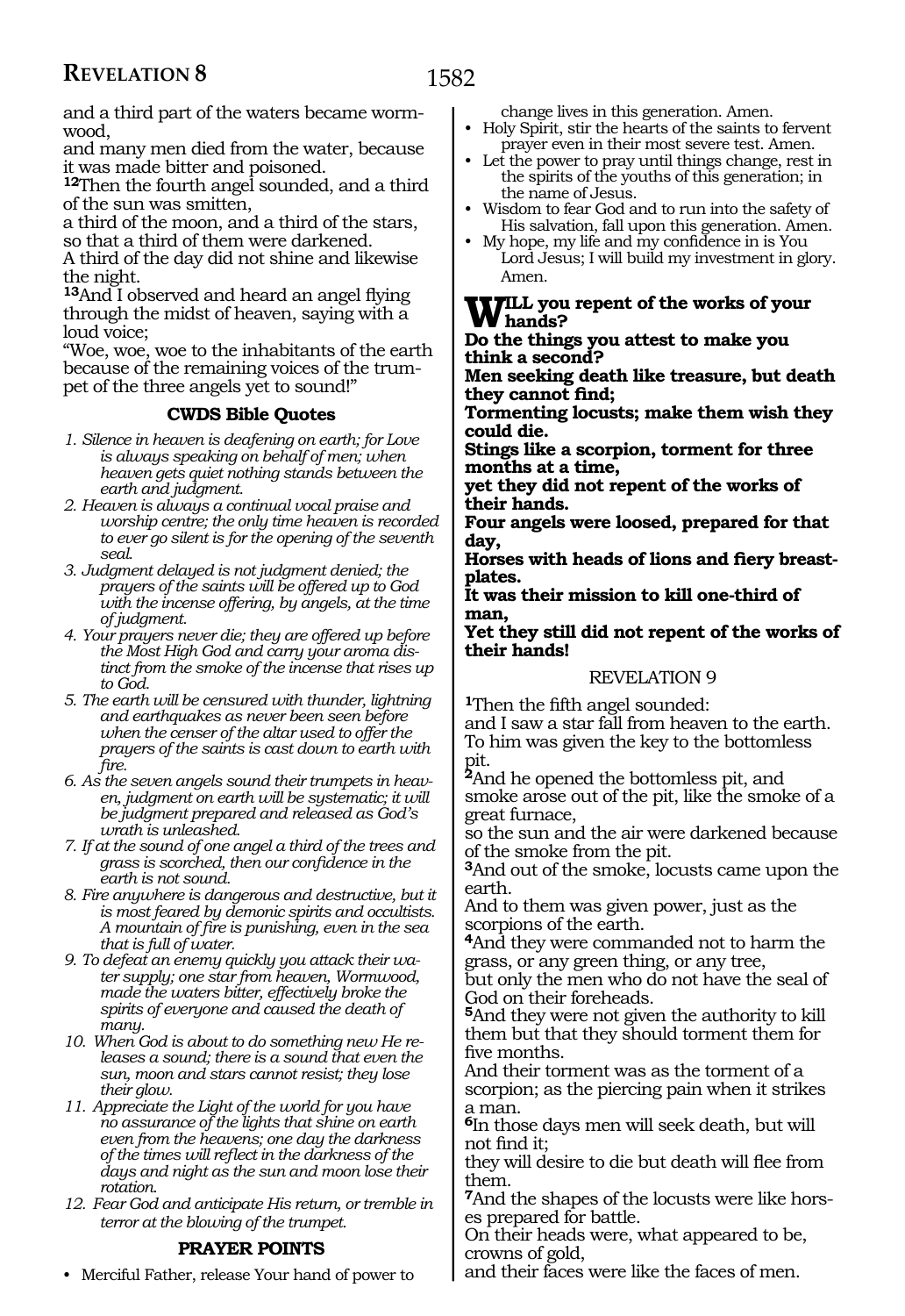and a third part of the waters became wormwood,

and many men died from the water, because it was made bitter and poisoned.

**12**Then the fourth angel sounded, and a third of the sun was smitten,

a third of the moon, and a third of the stars, so that a third of them were darkened.

A third of the day did not shine and likewise the night.

**13**And I observed and heard an angel flying through the midst of heaven, saying with a loud voice;

"Woe, woe, woe to the inhabitants of the earth because of the remaining voices of the trumpet of the three angels yet to sound!"

### CWDS Bible Quotes

1. *Silence in heaven is deafening on earth; for Love is always speaking on behalf of men; when heaven gets quiet nothing stands between the earth and judgment.*
2. *Heaven is always a continual vocal praise and worship centre; the only time heaven is recorded to ever go silent is for the opening of the seventh seal.*
3. *Judgment delayed is not judgment denied; the prayers of the saints will be offered up to God with the incense offering, by angels, at the time of judgment.*
4. *Your prayers never die; they are offered up before the Most High God and carry your aroma distinct from the smoke of the incense that rises up to God.*
5. *The earth will be censured with thunder, lightning and earthquakes as never been seen before when the censer of the altar used to offer the prayers of the saints is cast down to earth with fire.*
6. *As the seven angels sound their trumpets in heaven, judgment on earth will be systematic; it will be judgment prepared and released as God's wrath is unleashed.*
7. *If at the sound of one angel a third of the trees and grass is scorched, then our confidence in the earth is not sound.*
8. *Fire anywhere is dangerous and destructive, but it is most feared by demonic spirits and occultists. A mountain of fire is punishing, even in the sea that is full of water.*
9. *To defeat an enemy quickly you attack their water supply; one star from heaven, Wormwood, made the waters bitter, effectively broke the spirits of everyone and caused the death of many.*
10. *When God is about to do something new He releases a sound; there is a sound that even the sun, moon and stars cannot resist; they lose their glow.*
11. *Appreciate the Light of the world for you have no assurance of the lights that shine on earth even from the heavens; one day the darkness of the times will reflect in the darkness of the days and night as the sun and moon lose their rotation.*
12. *Fear God and anticipate His return, or tremble in terror at the blowing of the trumpet.*

### PRAYER POINTS

- Merciful Father, release Your hand of power to change lives in this generation. Amen.
- Holy Spirit, stir the hearts of the saints to fervent prayer even in their most severe test. Amen.
- Let the power to pray until things change, rest in the spirits of the youths of this generation; in the name of Jesus.
- Wisdom to fear God and to run into the safety of His salvation, fall upon this generation. Amen.
- My hope, my life and my confidence in is You Lord Jesus; I will build my investment in glory. Amen.

**WILL you repent of the works of your hands?**
**Do the things you attest to make you think a second?**
**Men seeking death like treasure, but death they cannot find;**
**Tormenting locusts; make them wish they could die.**
**Stings like a scorpion, torment for three months at a time,**
**yet they did not repent of the works of their hands.**
**Four angels were loosed, prepared for that day,**
**Horses with heads of lions and fiery breastplates.**
**It was their mission to kill one-third of man,**
**Yet they still did not repent of the works of their hands!**

## REVELATION 9

**1**Then the fifth angel sounded:

and I saw a star fall from heaven to the earth. To him was given the key to the bottomless pit.

**2**And he opened the bottomless pit, and smoke arose out of the pit, like the smoke of a great furnace,

so the sun and the air were darkened because of the smoke from the pit.

**3**And out of the smoke, locusts came upon the earth.

And to them was given power, just as the scorpions of the earth.

**4**And they were commanded not to harm the grass, or any green thing, or any tree,

but only the men who do not have the seal of God on their foreheads.

**5**And they were not given the authority to kill them but that they should torment them for five months.

And their torment was as the torment of a scorpion; as the piercing pain when it strikes a man.

**6**In those days men will seek death, but will not find it;

they will desire to die but death will flee from them.

**7**And the shapes of the locusts were like horses prepared for battle.

On their heads were, what appeared to be, crowns of gold,

and their faces were like the faces of men.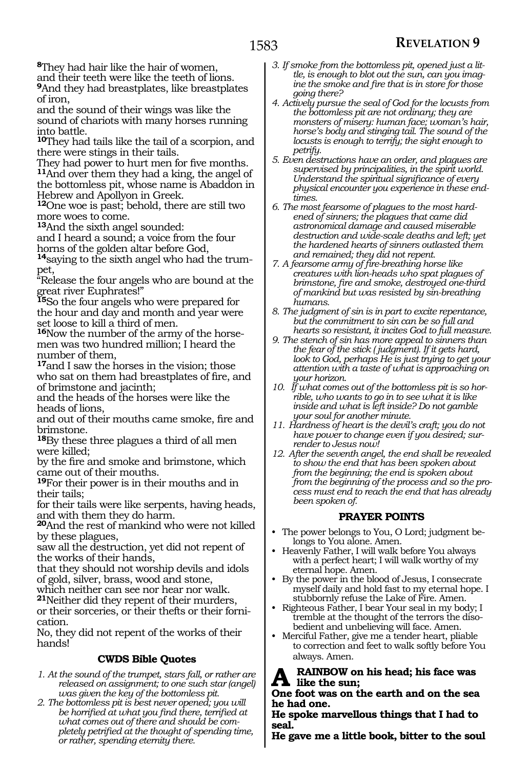[8]They had hair like the hair of women,
and their teeth were like the teeth of lions.
[9]And they had breastplates, like breastplates of iron,
and the sound of their wings was like the sound of chariots with many horses running into battle.
[10]They had tails like the tail of a scorpion, and there were stings in their tails.
They had power to hurt men for five months.
[11]And over them they had a king, the angel of the bottomless pit, whose name is Abaddon in Hebrew and Apollyon in Greek.
[12]One woe is past; behold, there are still two more woes to come.
[13]And the sixth angel sounded:
and I heard a sound; a voice from the four horns of the golden altar before God,
[14]saying to the sixth angel who had the trumpet,
"Release the four angels who are bound at the great river Euphrates!"
[15]So the four angels who were prepared for the hour and day and month and year were set loose to kill a third of men.
[16]Now the number of the army of the horsemen was two hundred million; I heard the number of them,
[17]and I saw the horses in the vision; those who sat on them had breastplates of fire, and of brimstone and jacinth;
and the heads of the horses were like the heads of lions,
and out of their mouths came smoke, fire and brimstone.
[18]By these three plagues a third of all men were killed;
by the fire and smoke and brimstone, which came out of their mouths.
[19]For their power is in their mouths and in their tails;
for their tails were like serpents, having heads, and with them they do harm.
[20]And the rest of mankind who were not killed by these plagues,
saw all the destruction, yet did not repent of the works of their hands,
that they should not worship devils and idols of gold, silver, brass, wood and stone,
which neither can see nor hear nor walk.
[21]Neither did they repent of their murders,
or their sorceries, or their thefts or their fornication.
No, they did not repent of the works of their hands!

### CWDS Bible Quotes

1. *At the sound of the trumpet, stars fall, or rather are released on assignment; to one such star (angel) was given the key of the bottomless pit.*
2. *The bottomless pit is best never opened; you will be horrified at what you find there, terrified at what comes out of there and should be completely petrified at the thought of spending time, or rather, spending eternity there.*
3. *If smoke from the bottomless pit, opened just a little, is enough to blot out the sun, can you imagine the smoke and fire that is in store for those going there?*
4. *Actively pursue the seal of God for the locusts from the bottomless pit are not ordinary; they are monsters of misery: human face; woman's hair, horse's body and stinging tail. The sound of the locusts is enough to terrify; the sight enough to petrify.*
5. *Even destructions have an order, and plagues are supervised by principalities, in the spirit world. Understand the spiritual significance of every physical encounter you experience in these endtimes.*
6. *The most fearsome of plagues to the most hardened of sinners; the plagues that came did astronomical damage and caused miserable destruction and wide-scale deaths and left; yet the hardened hearts of sinners outlasted them and remained; they did not repent.*
7. *A fearsome army of fire-breathing horse like creatures with lion-heads who spat plagues of brimstone, fire and smoke, destroyed one-third of mankind but was resisted by sin-breathing humans.*
8. *The judgment of sin is in part to excite repentance, but the commitment to sin can be so full and hearts so resistant, it incites God to full measure.*
9. *The stench of sin has more appeal to sinners than the fear of the stick (judgment). If it gets hard, look to God, perhaps He is just trying to get your attention with a taste of what is approaching on your horizon.*
10. *If what comes out of the bottomless pit is so horrible, who wants to go in to see what it is like inside and what is left inside? Do not gamble your soul for another minute.*
11. *Hardness of heart is the devil's craft; you do not have power to change even if you desired; surrender to Jesus now!*
12. *After the seventh angel, the end shall be revealed to show the end that has been spoken about from the beginning; the end is spoken about from the beginning of the process and so the process must end to reach the end that has already been spoken of.*

### PRAYER POINTS

- The power belongs to You, O Lord; judgment belongs to You alone. Amen.
- Heavenly Father, I will walk before You always with a perfect heart; I will walk worthy of my eternal hope. Amen.
- By the power in the blood of Jesus, I consecrate myself daily and hold fast to my eternal hope. I stubbornly refuse the Lake of Fire. Amen.
- Righteous Father, I bear Your seal in my body; I tremble at the thought of the terrors the disobedient and unbelieving will face. Amen.
- Merciful Father, give me a tender heart, pliable to correction and feet to walk softly before You always. Amen.

**A RAINBOW on his head; his face was like the sun;**
**One foot was on the earth and on the sea he had one.**
**He spoke marvellous things that I had to seal.**
**He gave me a little book, bitter to the soul**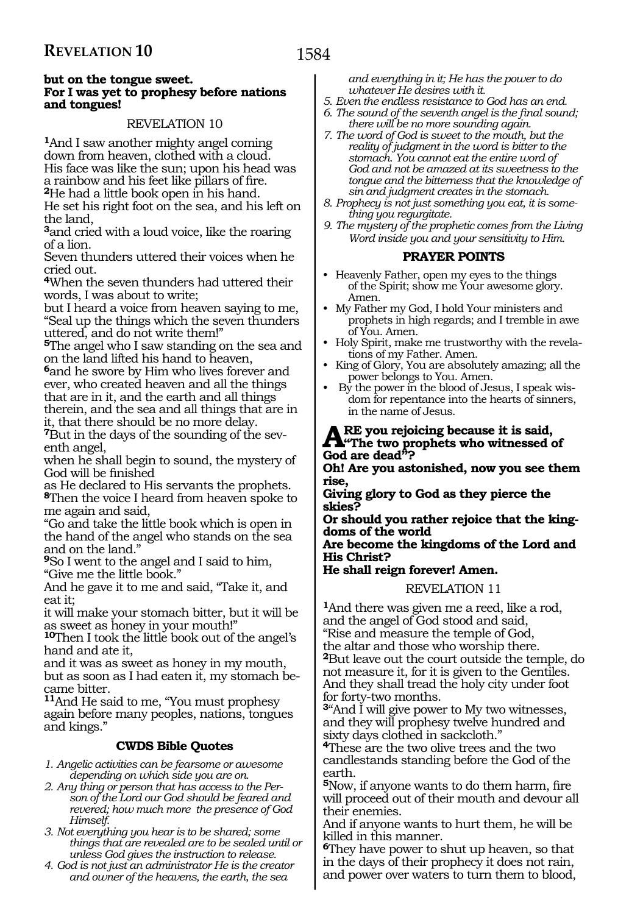**but on the tongue sweet.**
**For I was yet to prophesy before nations and tongues!**

REVELATION 10

**1**And I saw another mighty angel coming down from heaven, clothed with a cloud.
His face was like the sun; upon his head was a rainbow and his feet like pillars of fire.
**2**He had a little book open in his hand.
He set his right foot on the sea, and his left on the land,
**3**and cried with a loud voice, like the roaring of a lion.
Seven thunders uttered their voices when he cried out.
**4**When the seven thunders had uttered their words, I was about to write;
but I heard a voice from heaven saying to me, "Seal up the things which the seven thunders uttered, and do not write them!"
**5**The angel who I saw standing on the sea and on the land lifted his hand to heaven,
**6**and he swore by Him who lives forever and ever, who created heaven and all the things that are in it, and the earth and all things therein, and the sea and all things that are in it, that there should be no more delay.
**7**But in the days of the sounding of the seventh angel,
when he shall begin to sound, the mystery of God will be finished
as He declared to His servants the prophets.
**8**Then the voice I heard from heaven spoke to me again and said,
"Go and take the little book which is open in the hand of the angel who stands on the sea and on the land."
**9**So I went to the angel and I said to him, "Give me the little book."
And he gave it to me and said, "Take it, and eat it;
it will make your stomach bitter, but it will be as sweet as honey in your mouth!"
**10**Then I took the little book out of the angel's hand and ate it,
and it was as sweet as honey in my mouth, but as soon as I had eaten it, my stomach became bitter.
**11**And He said to me, "You must prophesy again before many peoples, nations, tongues and kings."

### CWDS Bible Quotes

1. *Angelic activities can be fearsome or awesome depending on which side you are on.*
2. *Any thing or person that has access to the Person of the Lord our God should be feared and revered; how much more the presence of God Himself.*
3. *Not everything you hear is to be shared; some things that are revealed are to be sealed until or unless God gives the instruction to release.*
4. *God is not just an administrator He is the creator and owner of the heavens, the earth, the sea and everything in it; He has the power to do whatever He desires with it.*
5. *Even the endless resistance to God has an end.*
6. *The sound of the seventh angel is the final sound; there will be no more sounding again.*
7. *The word of God is sweet to the mouth, but the reality of judgment in the word is bitter to the stomach. You cannot eat the entire word of God and not be amazed at its sweetness to the tongue and the bitterness that the knowledge of sin and judgment creates in the stomach.*
8. *Prophecy is not just something you eat, it is something you regurgitate.*
9. *The mystery of the prophetic comes from the Living Word inside you and your sensitivity to Him.*

### PRAYER POINTS

- Heavenly Father, open my eyes to the things of the Spirit; show me Your awesome glory. Amen.
- My Father my God, I hold Your ministers and prophets in high regards; and I tremble in awe of You. Amen.
- Holy Spirit, make me trustworthy with the revelations of my Father. Amen.
- King of Glory, You are absolutely amazing; all the power belongs to You. Amen.
- By the power in the blood of Jesus, I speak wisdom for repentance into the hearts of sinners, in the name of Jesus.

**ARE you rejoicing because it is said, "The two prophets who witnessed of God are dead"?**
**Oh! Are you astonished, now you see them rise,**
**Giving glory to God as they pierce the skies?**
**Or should you rather rejoice that the kingdoms of the world**
**Are become the kingdoms of the Lord and His Christ?**
**He shall reign forever! Amen.**

REVELATION 11

**1**And there was given me a reed, like a rod, and the angel of God stood and said,
"Rise and measure the temple of God,
the altar and those who worship there.
**2**But leave out the court outside the temple, do not measure it, for it is given to the Gentiles.
And they shall tread the holy city under foot for forty-two months.
**3**"And I will give power to My two witnesses, and they will prophesy twelve hundred and sixty days clothed in sackcloth."
**4**These are the two olive trees and the two candlestands standing before the God of the earth.
**5**Now, if anyone wants to do them harm, fire will proceed out of their mouth and devour all their enemies.
And if anyone wants to hurt them, he will be killed in this manner.
**6**They have power to shut up heaven, so that in the days of their prophecy it does not rain, and power over waters to turn them to blood,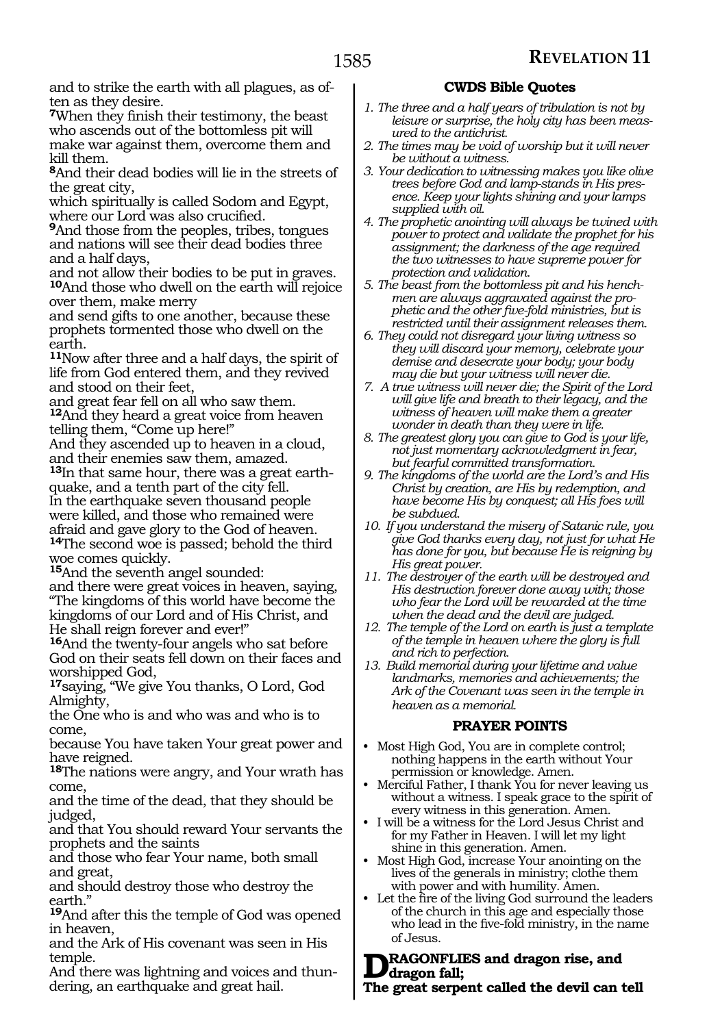and to strike the earth with all plagues, as often as they desire.

**7**When they finish their testimony, the beast who ascends out of the bottomless pit will make war against them, overcome them and kill them.

**8**And their dead bodies will lie in the streets of the great city,
which spiritually is called Sodom and Egypt, where our Lord was also crucified.

**9**And those from the peoples, tribes, tongues and nations will see their dead bodies three and a half days,
and not allow their bodies to be put in graves.

**10**And those who dwell on the earth will rejoice over them, make merry
and send gifts to one another, because these prophets tormented those who dwell on the earth.

**11**Now after three and a half days, the spirit of life from God entered them, and they revived and stood on their feet,
and great fear fell on all who saw them.

**12**And they heard a great voice from heaven telling them, "Come up here!"
And they ascended up to heaven in a cloud, and their enemies saw them, amazed.

**13**In that same hour, there was a great earthquake, and a tenth part of the city fell.
In the earthquake seven thousand people were killed, and those who remained were afraid and gave glory to the God of heaven.

**14**The second woe is passed; behold the third woe comes quickly.

**15**And the seventh angel sounded:
and there were great voices in heaven, saying, "The kingdoms of this world have become the kingdoms of our Lord and of His Christ, and He shall reign forever and ever!"

**16**And the twenty-four angels who sat before God on their seats fell down on their faces and worshipped God,

**17**saying, "We give You thanks, O Lord, God Almighty,
the One who is and who was and who is to come,
because You have taken Your great power and have reigned.

**18**The nations were angry, and Your wrath has come,
and the time of the dead, that they should be judged,
and that You should reward Your servants the prophets and the saints
and those who fear Your name, both small and great,
and should destroy those who destroy the earth."

**19**And after this the temple of God was opened in heaven,
and the Ark of His covenant was seen in His temple.
And there was lightning and voices and thundering, an earthquake and great hail.

### CWDS Bible Quotes

1. *The three and a half years of tribulation is not by leisure or surprise, the holy city has been measured to the antichrist.*
2. *The times may be void of worship but it will never be without a witness.*
3. *Your dedication to witnessing makes you like olive trees before God and lamp-stands in His presence. Keep your lights shining and your lamps supplied with oil.*
4. *The prophetic anointing will always be twined with power to protect and validate the prophet for his assignment; the darkness of the age required the two witnesses to have supreme power for protection and validation.*
5. *The beast from the bottomless pit and his henchmen are always aggravated against the prophetic and the other five-fold ministries, but is restricted until their assignment releases them.*
6. *They could not disregard your living witness so they will discard your memory, celebrate your demise and desecrate your body; your body may die but your witness will never die.*
7. *A true witness will never die; the Spirit of the Lord will give life and breath to their legacy, and the witness of heaven will make them a greater wonder in death than they were in life.*
8. *The greatest glory you can give to God is your life, not just momentary acknowledgment in fear, but fearful committed transformation.*
9. *The kingdoms of the world are the Lord's and His Christ by creation, are His by redemption, and have become His by conquest; all His foes will be subdued.*
10. *If you understand the misery of Satanic rule, you give God thanks every day, not just for what He has done for you, but because He is reigning by His great power.*
11. *The destroyer of the earth will be destroyed and His destruction forever done away with; those who fear the Lord will be rewarded at the time when the dead and the devil are judged.*
12. *The temple of the Lord on earth is just a template of the temple in heaven where the glory is full and rich to perfection.*
13. *Build memorial during your lifetime and value landmarks, memories and achievements; the Ark of the Covenant was seen in the temple in heaven as a memorial.*

### PRAYER POINTS

- Most High God, You are in complete control; nothing happens in the earth without Your permission or knowledge. Amen.
- Merciful Father, I thank You for never leaving us without a witness. I speak grace to the spirit of every witness in this generation. Amen.
- I will be a witness for the Lord Jesus Christ and for my Father in Heaven. I will let my light shine in this generation. Amen.
- Most High God, increase Your anointing on the lives of the generals in ministry; clothe them with power and with humility. Amen.
- Let the fire of the living God surround the leaders of the church in this age and especially those who lead in the five-fold ministry, in the name of Jesus.

**DRAGONFLIES and dragon rise, and dragon fall;**
**The great serpent called the devil can tell**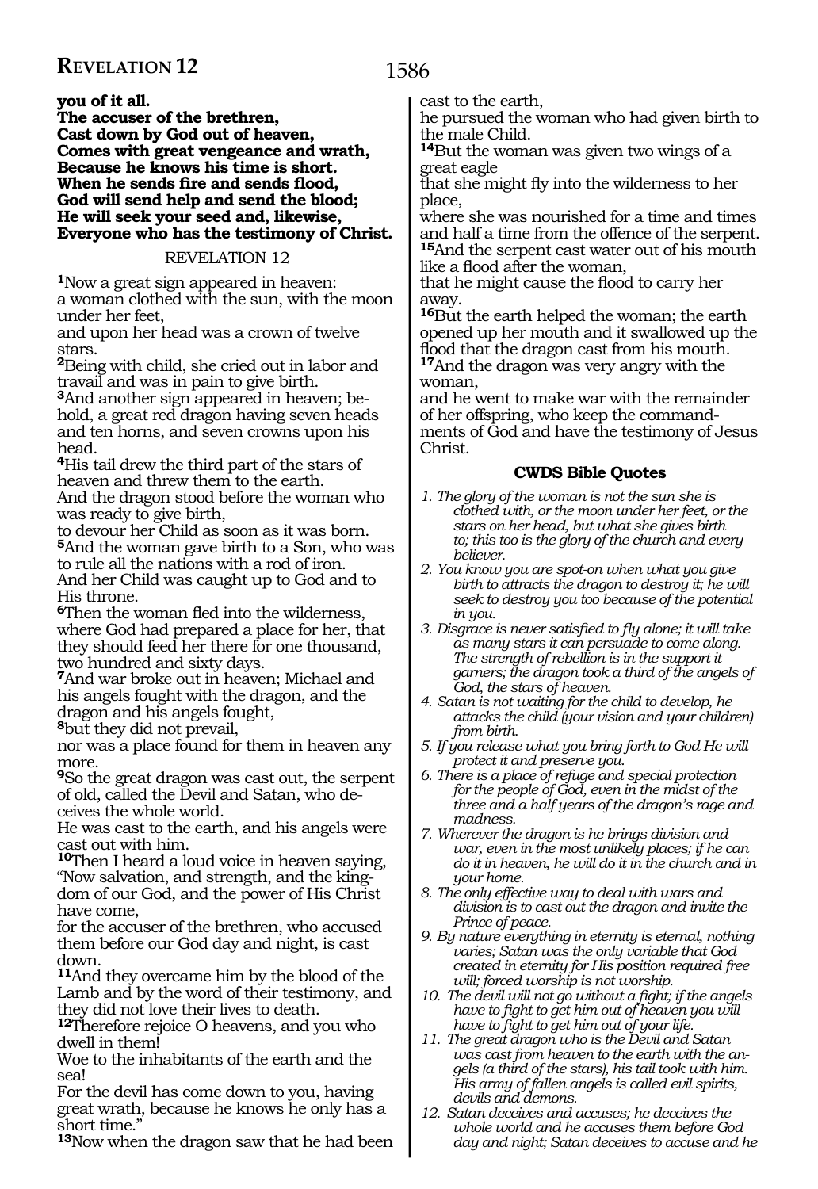**you of it all.**
**The accuser of the brethren,**
**Cast down by God out of heaven,**
**Comes with great vengeance and wrath,**
**Because he knows his time is short.**
**When he sends fire and sends flood,**
**God will send help and send the blood;**
**He will seek your seed and, likewise,**
**Everyone who has the testimony of Christ.**

## REVELATION 12

**1**Now a great sign appeared in heaven:
a woman clothed with the sun, with the moon under her feet,
and upon her head was a crown of twelve stars.
**2**Being with child, she cried out in labor and travail and was in pain to give birth.
**3**And another sign appeared in heaven; behold, a great red dragon having seven heads and ten horns, and seven crowns upon his head.
**4**His tail drew the third part of the stars of heaven and threw them to the earth.
And the dragon stood before the woman who was ready to give birth,
to devour her Child as soon as it was born.
**5**And the woman gave birth to a Son, who was to rule all the nations with a rod of iron.
And her Child was caught up to God and to His throne.
**6**Then the woman fled into the wilderness, where God had prepared a place for her, that they should feed her there for one thousand, two hundred and sixty days.
**7**And war broke out in heaven; Michael and his angels fought with the dragon, and the dragon and his angels fought,
**8**but they did not prevail,
nor was a place found for them in heaven any more.
**9**So the great dragon was cast out, the serpent of old, called the Devil and Satan, who deceives the whole world.
He was cast to the earth, and his angels were cast out with him.
**10**Then I heard a loud voice in heaven saying, "Now salvation, and strength, and the kingdom of our God, and the power of His Christ have come,
for the accuser of the brethren, who accused them before our God day and night, is cast down.
**11**And they overcame him by the blood of the Lamb and by the word of their testimony, and they did not love their lives to death.
**12**Therefore rejoice O heavens, and you who dwell in them!
Woe to the inhabitants of the earth and the sea!
For the devil has come down to you, having great wrath, because he knows he only has a short time."
**13**Now when the dragon saw that he had been cast to the earth,
he pursued the woman who had given birth to the male Child.
**14**But the woman was given two wings of a great eagle
that she might fly into the wilderness to her place,
where she was nourished for a time and times and half a time from the offence of the serpent.
**15**And the serpent cast water out of his mouth like a flood after the woman,
that he might cause the flood to carry her away.
**16**But the earth helped the woman; the earth opened up her mouth and it swallowed up the flood that the dragon cast from his mouth.
**17**And the dragon was very angry with the woman,
and he went to make war with the remainder of her offspring, who keep the commandments of God and have the testimony of Jesus Christ.

### CWDS Bible Quotes

1. *The glory of the woman is not the sun she is clothed with, or the moon under her feet, or the stars on her head, but what she gives birth to; this too is the glory of the church and every believer.*
2. *You know you are spot-on when what you give birth to attracts the dragon to destroy it; he will seek to destroy you too because of the potential in you.*
3. *Disgrace is never satisfied to fly alone; it will take as many stars it can persuade to come along. The strength of rebellion is in the support it garners; the dragon took a third of the angels of God, the stars of heaven.*
4. *Satan is not waiting for the child to develop, he attacks the child (your vision and your children) from birth.*
5. *If you release what you bring forth to God He will protect it and preserve you.*
6. *There is a place of refuge and special protection for the people of God, even in the midst of the three and a half years of the dragon's rage and madness.*
7. *Wherever the dragon is he brings division and war, even in the most unlikely places; if he can do it in heaven, he will do it in the church and in your home.*
8. *The only effective way to deal with wars and division is to cast out the dragon and invite the Prince of peace.*
9. *By nature everything in eternity is eternal, nothing varies; Satan was the only variable that God created in eternity for His position required free will; forced worship is not worship.*
10. *The devil will not go without a fight; if the angels have to fight to get him out of heaven you will have to fight to get him out of your life.*
11. *The great dragon who is the Devil and Satan was cast from heaven to the earth with the angels (a third of the stars), his tail took with him. His army of fallen angels is called evil spirits, devils and demons.*
12. *Satan deceives and accuses; he deceives the whole world and he accuses them before God day and night; Satan deceives to accuse and he*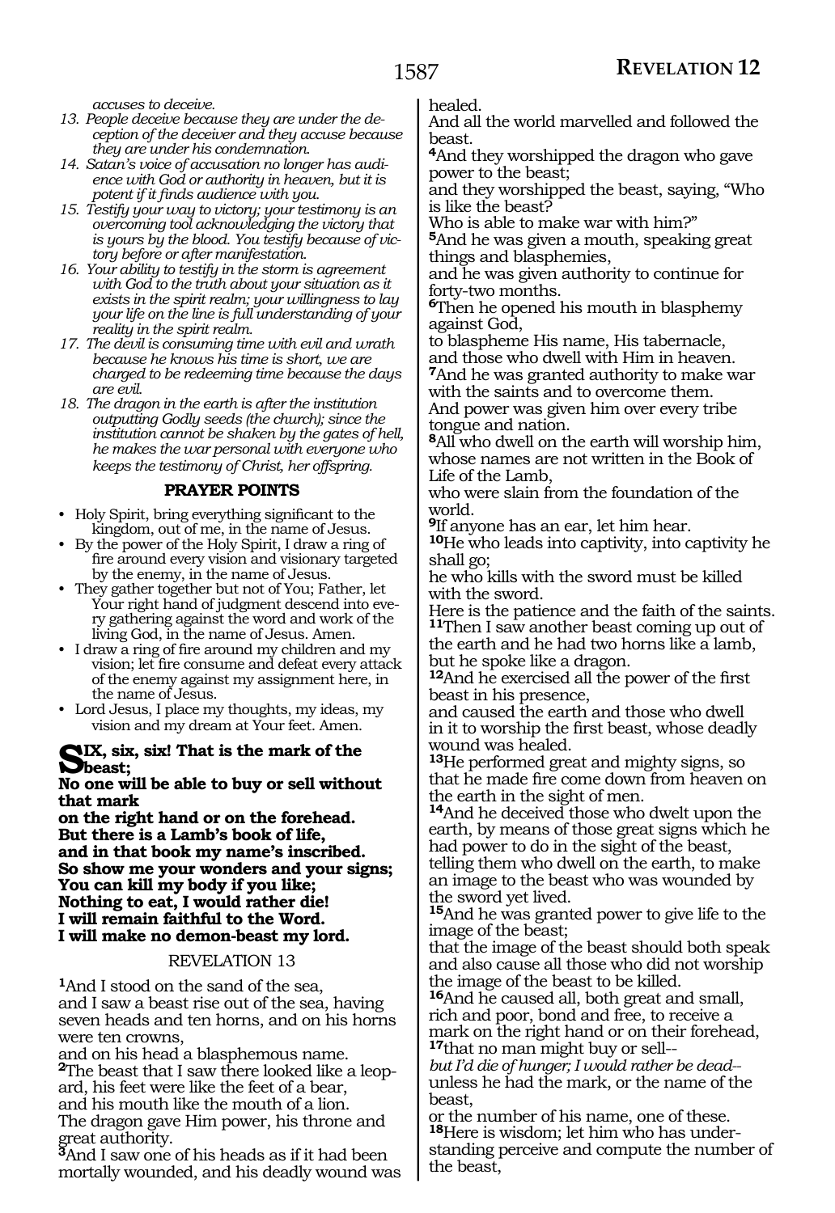*accuses to deceive.*

13. *People deceive because they are under the deception of the deceiver and they accuse because they are under his condemnation.*
14. *Satan's voice of accusation no longer has audience with God or authority in heaven, but it is potent if it finds audience with you.*
15. *Testify your way to victory; your testimony is an overcoming tool acknowledging the victory that is yours by the blood. You testify because of victory before or after manifestation.*
16. *Your ability to testify in the storm is agreement with God to the truth about your situation as it exists in the spirit realm; your willingness to lay your life on the line is full understanding of your reality in the spirit realm.*
17. *The devil is consuming time with evil and wrath because he knows his time is short, we are charged to be redeeming time because the days are evil.*
18. *The dragon in the earth is after the institution outputting Godly seeds (the church); since the institution cannot be shaken by the gates of hell, he makes the war personal with everyone who keeps the testimony of Christ, her offspring.*

### PRAYER POINTS

- Holy Spirit, bring everything significant to the kingdom, out of me, in the name of Jesus.
- By the power of the Holy Spirit, I draw a ring of fire around every vision and visionary targeted by the enemy, in the name of Jesus.
- They gather together but not of You; Father, let Your right hand of judgment descend into every gathering against the word and work of the living God, in the name of Jesus. Amen.
- I draw a ring of fire around my children and my vision; let fire consume and defeat every attack of the enemy against my assignment here, in the name of Jesus.
- Lord Jesus, I place my thoughts, my ideas, my vision and my dream at Your feet. Amen.

**SIX, six, six! That is the mark of the beast;**
**No one will be able to buy or sell without that mark**
**on the right hand or on the forehead.**
**But there is a Lamb's book of life,**
**and in that book my name's inscribed.**
**So show me your wonders and your signs;**
**You can kill my body if you like;**
**Nothing to eat, I would rather die!**
**I will remain faithful to the Word.**
**I will make no demon-beast my lord.**

REVELATION 13

**1**And I stood on the sand of the sea,
and I saw a beast rise out of the sea, having seven heads and ten horns, and on his horns were ten crowns,
and on his head a blasphemous name.
**2**The beast that I saw there looked like a leopard, his feet were like the feet of a bear,
and his mouth like the mouth of a lion.
The dragon gave Him power, his throne and great authority.
**3**And I saw one of his heads as if it had been mortally wounded, and his deadly wound was healed.
And all the world marvelled and followed the beast.
**4**And they worshipped the dragon who gave power to the beast;
and they worshipped the beast, saying, "Who is like the beast?
Who is able to make war with him?"
**5**And he was given a mouth, speaking great things and blasphemies,
and he was given authority to continue for forty-two months.
**6**Then he opened his mouth in blasphemy against God,
to blaspheme His name, His tabernacle,
and those who dwell with Him in heaven.
**7**And he was granted authority to make war with the saints and to overcome them.
And power was given him over every tribe tongue and nation.
**8**All who dwell on the earth will worship him, whose names are not written in the Book of Life of the Lamb,
who were slain from the foundation of the world.
**9**If anyone has an ear, let him hear.
**10**He who leads into captivity, into captivity he shall go;
he who kills with the sword must be killed with the sword.
Here is the patience and the faith of the saints.
**11**Then I saw another beast coming up out of the earth and he had two horns like a lamb,
but he spoke like a dragon.
**12**And he exercised all the power of the first beast in his presence,
and caused the earth and those who dwell in it to worship the first beast, whose deadly wound was healed.
**13**He performed great and mighty signs, so that he made fire come down from heaven on the earth in the sight of men.
**14**And he deceived those who dwelt upon the earth, by means of those great signs which he had power to do in the sight of the beast,
telling them who dwell on the earth, to make an image to the beast who was wounded by the sword yet lived.
**15**And he was granted power to give life to the image of the beast;
that the image of the beast should both speak and also cause all those who did not worship the image of the beast to be killed.
**16**And he caused all, both great and small, rich and poor, bond and free, to receive a mark on the right hand or on their forehead,
**17**that no man might buy or sell--
*but I'd die of hunger; I would rather be dead--*
unless he had the mark, or the name of the beast,
or the number of his name, one of these.
**18**Here is wisdom; let him who has understanding perceive and compute the number of the beast,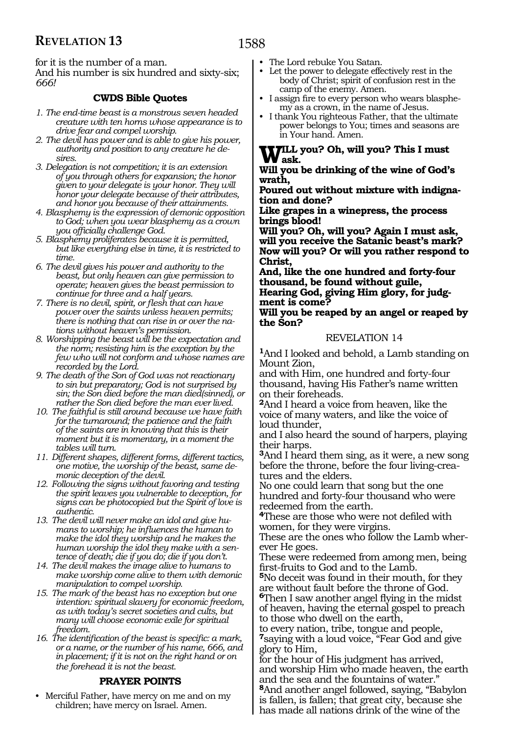for it is the number of a man.
And his number is six hundred and sixty-six; *666!*

### CWDS Bible Quotes

1. *The end-time beast is a monstrous seven headed creature with ten horns whose appearance is to drive fear and compel worship.*
2. *The devil has power and is able to give his power, authority and position to any creature he desires.*
3. *Delegation is not competition; it is an extension of you through others for expansion; the honor given to your delegate is your honor. They will honor your delegate because of their attributes, and honor you because of their attainments.*
4. *Blasphemy is the expression of demonic opposition to God; when you wear blasphemy as a crown you officially challenge God.*
5. *Blasphemy proliferates because it is permitted, but like everything else in time, it is restricted to time.*
6. *The devil gives his power and authority to the beast, but only heaven can give permission to operate; heaven gives the beast permission to continue for three and a half years.*
7. *There is no devil, spirit, or flesh that can have power over the saints unless heaven permits; there is nothing that can rise in or over the nations without heaven's permission.*
8. *Worshipping the beast will be the expectation and the norm; resisting him is the exception by the few who will not conform and whose names are recorded by the Lord.*
9. *The death of the Son of God was not reactionary to sin but preparatory; God is not surprised by sin; the Son died before the man died(sinned), or rather the Son died before the man ever lived.*
10. *The faithful is still around because we have faith for the turnaround; the patience and the faith of the saints are in knowing that this is their moment but it is momentary, in a moment the tables will turn.*
11. *Different shapes, different forms, different tactics, one motive, the worship of the beast, same demonic deception of the devil.*
12. *Following the signs without favoring and testing the spirit leaves you vulnerable to deception, for signs can be photocopied but the Spirit of love is authentic.*
13. *The devil will never make an idol and give humans to worship; he influences the human to make the idol they worship and he makes the human worship the idol they make with a sentence of death; die if you do; die if you don't.*
14. *The devil makes the image alive to humans to make worship come alive to them with demonic manipulation to compel worship.*
15. *The mark of the beast has no exception but one intention: spiritual slavery for economic freedom, as with today's secret societies and cults, but many will choose economic exile for spiritual freedom.*
16. *The identification of the beast is specific: a mark, or a name, or the number of his name, 666, and in placement; if it is not on the right hand or on the forehead it is not the beast.*

### PRAYER POINTS

- Merciful Father, have mercy on me and on my children; have mercy on Israel. Amen.
- The Lord rebuke You Satan.
- Let the power to delegate effectively rest in the body of Christ; spirit of confusion rest in the camp of the enemy. Amen.
- I assign fire to every person who wears blasphemy as a crown, in the name of Jesus.
- I thank You righteous Father, that the ultimate power belongs to You; times and seasons are in Your hand. Amen.

**WILL you? Oh, will you? This I must ask.**
**Will you be drinking of the wine of God's wrath,**
**Poured out without mixture with indignation and done?**
**Like grapes in a winepress, the process brings blood!**
**Will you? Oh, will you? Again I must ask, will you receive the Satanic beast's mark?**
**Now will you? Or will you rather respond to Christ,**
**And, like the one hundred and forty-four thousand, be found without guile,**
**Hearing God, giving Him glory, for judgment is come?**
**Will you be reaped by an angel or reaped by the Son?**

## REVELATION 14

[1]And I looked and behold, a Lamb standing on Mount Zion,
and with Him, one hundred and forty-four thousand, having His Father's name written on their foreheads.
[2]And I heard a voice from heaven, like the voice of many waters, and like the voice of loud thunder,
and I also heard the sound of harpers, playing their harps.
[3]And I heard them sing, as it were, a new song before the throne, before the four living-creatures and the elders.
No one could learn that song but the one hundred and forty-four thousand who were redeemed from the earth.
[4]These are those who were not defiled with women, for they were virgins.
These are the ones who follow the Lamb wherever He goes.
These were redeemed from among men, being first-fruits to God and to the Lamb.
[5]No deceit was found in their mouth, for they are without fault before the throne of God.
[6]Then I saw another angel flying in the midst of heaven, having the eternal gospel to preach to those who dwell on the earth,
to every nation, tribe, tongue and people,
[7]saying with a loud voice, "Fear God and give glory to Him,
for the hour of His judgment has arrived,
and worship Him who made heaven, the earth and the sea and the fountains of water."
[8]And another angel followed, saying, "Babylon is fallen, is fallen; that great city, because she has made all nations drink of the wine of the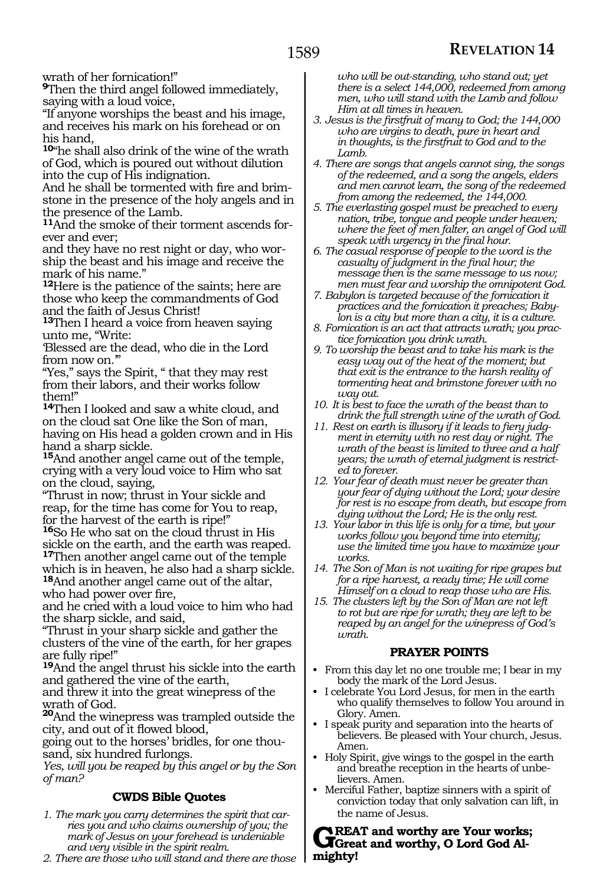wrath of her fornication!"

**9**Then the third angel followed immediately, saying with a loud voice,

"If anyone worships the beast and his image, and receives his mark on his forehead or on his hand,

**10**"he shall also drink of the wine of the wrath of God, which is poured out without dilution into the cup of His indignation.

And he shall be tormented with fire and brimstone in the presence of the holy angels and in the presence of the Lamb.

**11**And the smoke of their torment ascends forever and ever;

and they have no rest night or day, who worship the beast and his image and receive the mark of his name."

**12**Here is the patience of the saints; here are those who keep the commandments of God and the faith of Jesus Christ!

**13**Then I heard a voice from heaven saying unto me, "Write:

'Blessed are the dead, who die in the Lord from now on.'"

"Yes," says the Spirit, " that they may rest from their labors, and their works follow them!"

**14**Then I looked and saw a white cloud, and on the cloud sat One like the Son of man, having on His head a golden crown and in His hand a sharp sickle.

**15**And another angel came out of the temple, crying with a very loud voice to Him who sat on the cloud, saying,

"Thrust in now; thrust in Your sickle and reap, for the time has come for You to reap, for the harvest of the earth is ripe!"

**16**So He who sat on the cloud thrust in His sickle on the earth, and the earth was reaped.

**17**Then another angel came out of the temple which is in heaven, he also had a sharp sickle.

**18**And another angel came out of the altar, who had power over fire,

and he cried with a loud voice to him who had the sharp sickle, and said,

"Thrust in your sharp sickle and gather the clusters of the vine of the earth, for her grapes are fully ripe!"

**19**And the angel thrust his sickle into the earth and gathered the vine of the earth,

and threw it into the great winepress of the wrath of God.

**20**And the winepress was trampled outside the city, and out of it flowed blood,

going out to the horses' bridles, for one thousand, six hundred furlongs.

*Yes, will you be reaped by this angel or by the Son of man?*

### CWDS Bible Quotes

1. *The mark you carry determines the spirit that carries you and who claims ownership of you; the mark of Jesus on your forehead is undeniable and very visible in the spirit realm.*
2. *There are those who will stand and there are those who will be out-standing, who stand out; yet there is a select 144,000, redeemed from among men, who will stand with the Lamb and follow Him at all times in heaven.*
3. *Jesus is the firstfruit of many to God; the 144,000 who are virgins to death, pure in heart and in thoughts, is the firstfruit to God and to the Lamb.*
4. *There are songs that angels cannot sing, the songs of the redeemed, and a song the angels, elders and men cannot learn, the song of the redeemed from among the redeemed, the 144,000.*
5. *The everlasting gospel must be preached to every nation, tribe, tongue and people under heaven; where the feet of men falter, an angel of God will speak with urgency in the final hour.*
6. *The casual response of people to the word is the casualty of judgment in the final hour; the message then is the same message to us now; men must fear and worship the omnipotent God.*
7. *Babylon is targeted because of the fornication it practices and the fornication it preaches; Babylon is a city but more than a city, it is a culture.*
8. *Fornication is an act that attracts wrath; you practice fornication you drink wrath.*
9. *To worship the beast and to take his mark is the easy way out of the heat of the moment; but that exit is the entrance to the harsh reality of tormenting heat and brimstone forever with no way out.*
10. *It is best to face the wrath of the beast than to drink the full strength wine of the wrath of God.*
11. *Rest on earth is illusory if it leads to fiery judgment in eternity with no rest day or night. The wrath of the beast is limited to three and a half years; the wrath of eternal judgment is restricted to forever.*
12. *Your fear of death must never be greater than your fear of dying without the Lord; your desire for rest is no escape from death, but escape from dying without the Lord; He is the only rest.*
13. *Your labor in this life is only for a time, but your works follow you beyond time into eternity; use the limited time you have to maximize your works.*
14. *The Son of Man is not waiting for ripe grapes but for a ripe harvest, a ready time; He will come Himself on a cloud to reap those who are His.*
15. *The clusters left by the Son of Man are not left to rot but are ripe for wrath; they are left to be reaped by an angel for the winepress of God's wrath.*

### PRAYER POINTS

- From this day let no one trouble me; I bear in my body the mark of the Lord Jesus.
- I celebrate You Lord Jesus, for men in the earth who qualify themselves to follow You around in Glory. Amen.
- I speak purity and separation into the hearts of believers. Be pleased with Your church, Jesus. Amen.
- Holy Spirit, give wings to the gospel in the earth and breathe reception in the hearts of unbelievers. Amen.
- Merciful Father, baptize sinners with a spirit of conviction today that only salvation can lift, in the name of Jesus.

**GREAT and worthy are Your works; Great and worthy, O Lord God Almighty!**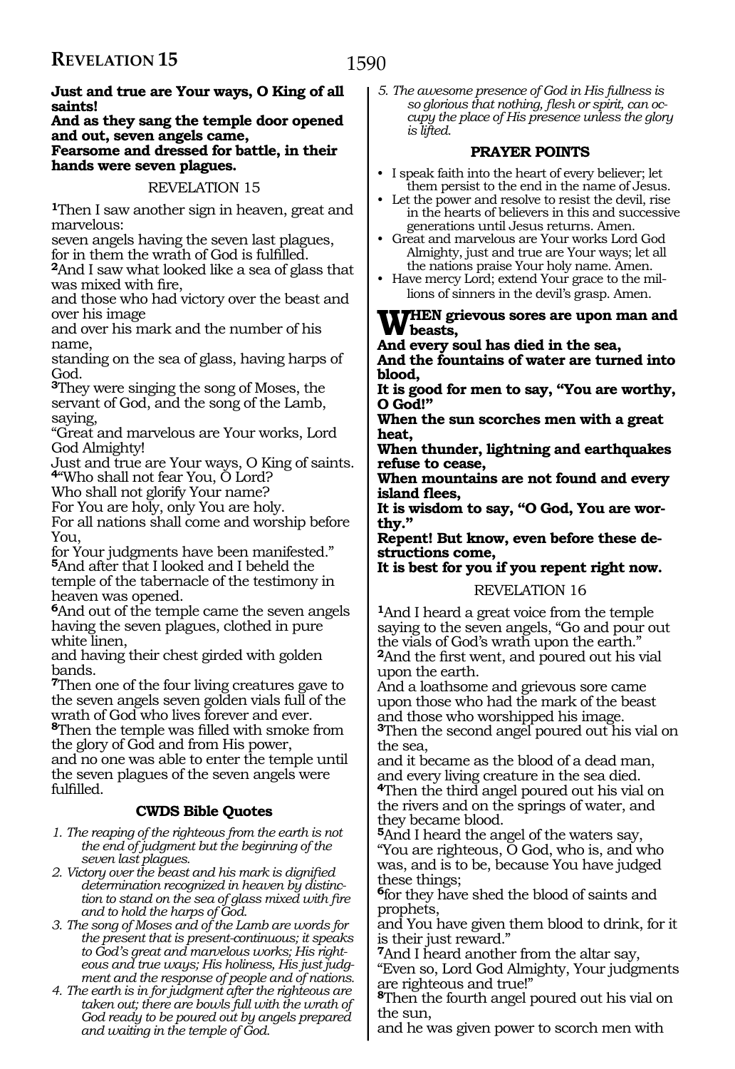**Just and true are Your ways, O King of all saints!**
**And as they sang the temple door opened and out, seven angels came,**
**Fearsome and dressed for battle, in their hands were seven plagues.**

## REVELATION 15

[1]Then I saw another sign in heaven, great and marvelous:
seven angels having the seven last plagues, for in them the wrath of God is fulfilled.
[2]And I saw what looked like a sea of glass that was mixed with fire,
and those who had victory over the beast and over his image
and over his mark and the number of his name,
standing on the sea of glass, having harps of God.
[3]They were singing the song of Moses, the servant of God, and the song of the Lamb, saying,
"Great and marvelous are Your works, Lord God Almighty!
Just and true are Your ways, O King of saints.
[4]"Who shall not fear You, O Lord?
Who shall not glorify Your name?
For You are holy, only You are holy.
For all nations shall come and worship before You,
for Your judgments have been manifested."
[5]And after that I looked and I beheld the temple of the tabernacle of the testimony in heaven was opened.
[6]And out of the temple came the seven angels having the seven plagues, clothed in pure white linen,
and having their chest girded with golden bands.
[7]Then one of the four living creatures gave to the seven angels seven golden vials full of the wrath of God who lives forever and ever.
[8]Then the temple was filled with smoke from the glory of God and from His power,
and no one was able to enter the temple until the seven plagues of the seven angels were fulfilled.

### CWDS Bible Quotes

1. *The reaping of the righteous from the earth is not the end of judgment but the beginning of the seven last plagues.*
2. *Victory over the beast and his mark is dignified determination recognized in heaven by distinction to stand on the sea of glass mixed with fire and to hold the harps of God.*
3. *The song of Moses and of the Lamb are words for the present that is present-continuous; it speaks to God's great and marvelous works; His righteous and true ways; His holiness, His just judgment and the response of people and of nations.*
4. *The earth is in for judgment after the righteous are taken out; there are bowls full with the wrath of God ready to be poured out by angels prepared and waiting in the temple of God.*
5. *The awesome presence of God in His fullness is so glorious that nothing, flesh or spirit, can occupy the place of His presence unless the glory is lifted.*

### PRAYER POINTS

- I speak faith into the heart of every believer; let them persist to the end in the name of Jesus.
- Let the power and resolve to resist the devil, rise in the hearts of believers in this and successive generations until Jesus returns. Amen.
- Great and marvelous are Your works Lord God Almighty, just and true are Your ways; let all the nations praise Your holy name. Amen.
- Have mercy Lord; extend Your grace to the millions of sinners in the devil's grasp. Amen.

**WHEN grievous sores are upon man and beasts,**
**And every soul has died in the sea,**
**And the fountains of water are turned into blood,**
**It is good for men to say, "You are worthy, O God!"**
**When the sun scorches men with a great heat,**
**When thunder, lightning and earthquakes refuse to cease,**
**When mountains are not found and every island flees,**
**It is wisdom to say, "O God, You are worthy."**
**Repent! But know, even before these destructions come,**
**It is best for you if you repent right now.**

## REVELATION 16

[1]And I heard a great voice from the temple saying to the seven angels, "Go and pour out the vials of God's wrath upon the earth."
[2]And the first went, and poured out his vial upon the earth.
And a loathsome and grievous sore came upon those who had the mark of the beast and those who worshipped his image.
[3]Then the second angel poured out his vial on the sea,
and it became as the blood of a dead man, and every living creature in the sea died.
[4]Then the third angel poured out his vial on the rivers and on the springs of water, and they became blood.
[5]And I heard the angel of the waters say, "You are righteous, O God, who is, and who was, and is to be, because You have judged these things;
[6]for they have shed the blood of saints and prophets,
and You have given them blood to drink, for it is their just reward."
[7]And I heard another from the altar say, "Even so, Lord God Almighty, Your judgments are righteous and true!"
[8]Then the fourth angel poured out his vial on the sun,
and he was given power to scorch men with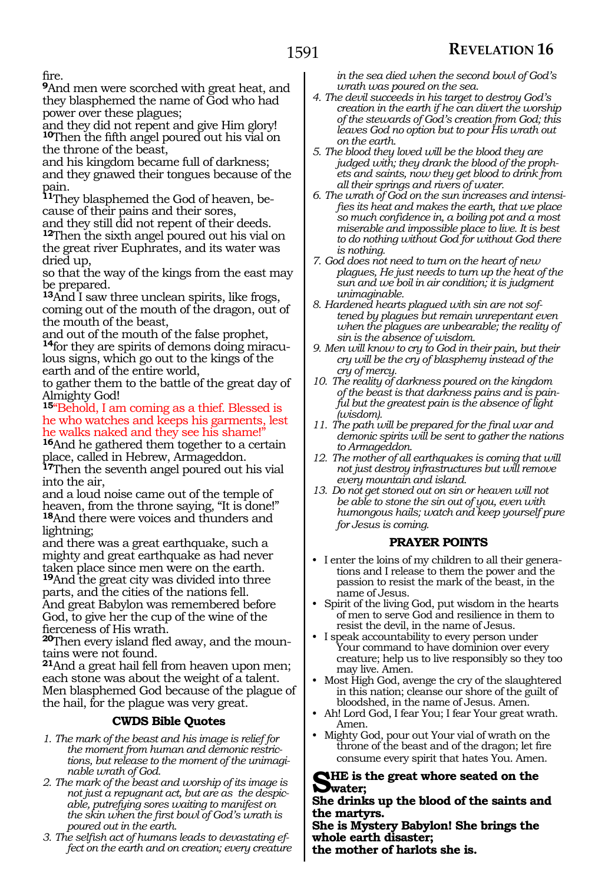fire.

**9**And men were scorched with great heat, and they blasphemed the name of God who had power over these plagues;
and they did not repent and give Him glory!

**10**Then the fifth angel poured out his vial on the throne of the beast,
and his kingdom became full of darkness;
and they gnawed their tongues because of the pain.

**11**They blasphemed the God of heaven, because of their pains and their sores,
and they still did not repent of their deeds.

**12**Then the sixth angel poured out his vial on the great river Euphrates, and its water was dried up,
so that the way of the kings from the east may be prepared.

**13**And I saw three unclean spirits, like frogs, coming out of the mouth of the dragon, out of the mouth of the beast,
and out of the mouth of the false prophet,

**14**for they are spirits of demons doing miraculous signs, which go out to the kings of the earth and of the entire world,
to gather them to the battle of the great day of Almighty God!

**15**"Behold, I am coming as a thief. Blessed is he who watches and keeps his garments, lest he walks naked and they see his shame!"

**16**And he gathered them together to a certain place, called in Hebrew, Armageddon.

**17**Then the seventh angel poured out his vial into the air,
and a loud noise came out of the temple of heaven, from the throne saying, "It is done!"

**18**And there were voices and thunders and lightning;
and there was a great earthquake, such a mighty and great earthquake as had never taken place since men were on the earth.

**19**And the great city was divided into three parts, and the cities of the nations fell.
And great Babylon was remembered before God, to give her the cup of the wine of the fierceness of His wrath.

**20**Then every island fled away, and the mountains were not found.

**21**And a great hail fell from heaven upon men; each stone was about the weight of a talent.
Men blasphemed God because of the plague of the hail, for the plague was very great.

### CWDS Bible Quotes

1. *The mark of the beast and his image is relief for the moment from human and demonic restrictions, but release to the moment of the unimaginable wrath of God.*
2. *The mark of the beast and worship of its image is not just a repugnant act, but are as the despicable, putrefying sores waiting to manifest on the skin when the first bowl of God's wrath is poured out in the earth.*
3. *The selfish act of humans leads to devastating effect on the earth and on creation; every creature in the sea died when the second bowl of God's wrath was poured on the sea.*
4. *The devil succeeds in his target to destroy God's creation in the earth if he can divert the worship of the stewards of God's creation from God; this leaves God no option but to pour His wrath out on the earth.*
5. *The blood they loved will be the blood they are judged with; they drank the blood of the prophets and saints, now they get blood to drink from all their springs and rivers of water.*
6. *The wrath of God on the sun increases and intensifies its heat and makes the earth, that we place so much confidence in, a boiling pot and a most miserable and impossible place to live. It is best to do nothing without God for without God there is nothing.*
7. *God does not need to turn on the heart of new plagues, He just needs to turn up the heat of the sun and we boil in air condition; it is judgment unimaginable.*
8. *Hardened hearts plagued with sin are not softened by plagues but remain unrepentant even when the plagues are unbearable; the reality of sin is the absence of wisdom.*
9. *Men will know to cry to God in their pain, but their cry will be the cry of blasphemy instead of the cry of mercy.*
10. *The reality of darkness poured on the kingdom of the beast is that darkness pains and is painful but the greatest pain is the absence of light (wisdom).*
11. *The path will be prepared for the final war and demonic spirits will be sent to gather the nations to Armageddon.*
12. *The mother of all earthquakes is coming that will not just destroy infrastructures but will remove every mountain and island.*
13. *Do not get stoned out on sin or heaven will not be able to stone the sin out of you, even with humongous hails; watch and keep yourself pure for Jesus is coming.*

### PRAYER POINTS

- I enter the loins of my children to all their generations and I release to them the power and the passion to resist the mark of the beast, in the name of Jesus.
- Spirit of the living God, put wisdom in the hearts of men to serve God and resilience in them to resist the devil, in the name of Jesus.
- I speak accountability to every person under Your command to have dominion over every creature; help us to live responsibly so they too may live. Amen.
- Most High God, avenge the cry of the slaughtered in this nation; cleanse our shore of the guilt of bloodshed, in the name of Jesus. Amen.
- Ah! Lord God, I fear You; I fear Your great wrath. Amen.
- Mighty God, pour out Your vial of wrath on the throne of the beast and of the dragon; let fire consume every spirit that hates You. Amen.

**SHE is the great whore seated on the water;**
**She drinks up the blood of the saints and the martyrs.**
**She is Mystery Babylon! She brings the whole earth disaster;**
**the mother of harlots she is.**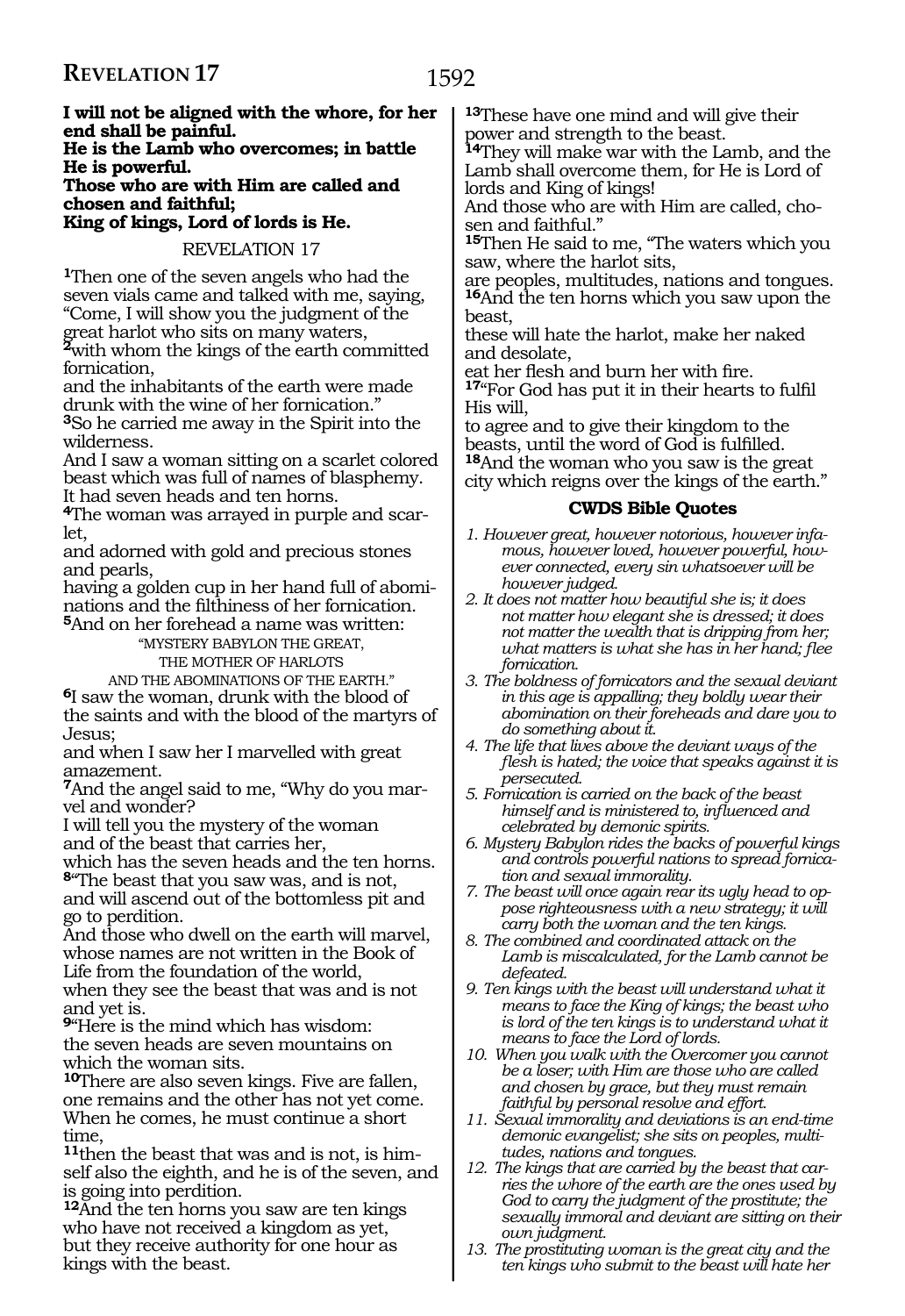**I will not be aligned with the whore, for her end shall be painful.**
**He is the Lamb who overcomes; in battle He is powerful.**
**Those who are with Him are called and chosen and faithful;**
**King of kings, Lord of lords is He.**

## REVELATION 17

**1**Then one of the seven angels who had the seven vials came and talked with me, saying, "Come, I will show you the judgment of the great harlot who sits on many waters,
**2**with whom the kings of the earth committed fornication,
and the inhabitants of the earth were made drunk with the wine of her fornication."
**3**So he carried me away in the Spirit into the wilderness.
And I saw a woman sitting on a scarlet colored beast which was full of names of blasphemy. It had seven heads and ten horns.
**4**The woman was arrayed in purple and scarlet,
and adorned with gold and precious stones and pearls,
having a golden cup in her hand full of abominations and the filthiness of her fornication.
**5**And on her forehead a name was written:

"MYSTERY BABYLON THE GREAT,
THE MOTHER OF HARLOTS
AND THE ABOMINATIONS OF THE EARTH."

**6**I saw the woman, drunk with the blood of the saints and with the blood of the martyrs of Jesus;
and when I saw her I marvelled with great amazement.
**7**And the angel said to me, "Why do you marvel and wonder?
I will tell you the mystery of the woman and of the beast that carries her,
which has the seven heads and the ten horns.
**8**"The beast that you saw was, and is not, and will ascend out of the bottomless pit and go to perdition.
And those who dwell on the earth will marvel, whose names are not written in the Book of Life from the foundation of the world,
when they see the beast that was and is not and yet is.
**9**"Here is the mind which has wisdom:
the seven heads are seven mountains on which the woman sits.
**10**There are also seven kings. Five are fallen, one remains and the other has not yet come.
When he comes, he must continue a short time,
**11**then the beast that was and is not, is himself also the eighth, and he is of the seven, and is going into perdition.
**12**And the ten horns you saw are ten kings who have not received a kingdom as yet,
but they receive authority for one hour as kings with the beast.
**13**These have one mind and will give their power and strength to the beast.
**14**They will make war with the Lamb, and the Lamb shall overcome them, for He is Lord of lords and King of kings!
And those who are with Him are called, chosen and faithful."
**15**Then He said to me, "The waters which you saw, where the harlot sits,
are peoples, multitudes, nations and tongues.
**16**And the ten horns which you saw upon the beast,
these will hate the harlot, make her naked and desolate,
eat her flesh and burn her with fire.
**17**"For God has put it in their hearts to fulfil His will,
to agree and to give their kingdom to the beasts, until the word of God is fulfilled.
**18**And the woman who you saw is the great city which reigns over the kings of the earth."

### CWDS Bible Quotes

1. *However great, however notorious, however infamous, however loved, however powerful, however connected, every sin whatsoever will be however judged.*
2. *It does not matter how beautiful she is; it does not matter how elegant she is dressed; it does not matter the wealth that is dripping from her; what matters is what she has in her hand; flee fornication.*
3. *The boldness of fornicators and the sexual deviant in this age is appalling; they boldly wear their abomination on their foreheads and dare you to do something about it.*
4. *The life that lives above the deviant ways of the flesh is hated; the voice that speaks against it is persecuted.*
5. *Fornication is carried on the back of the beast himself and is ministered to, influenced and celebrated by demonic spirits.*
6. *Mystery Babylon rides the backs of powerful kings and controls powerful nations to spread fornication and sexual immorality.*
7. *The beast will once again rear its ugly head to oppose righteousness with a new strategy; it will carry both the woman and the ten kings.*
8. *The combined and coordinated attack on the Lamb is miscalculated, for the Lamb cannot be defeated.*
9. *Ten kings with the beast will understand what it means to face the King of kings; the beast who is lord of the ten kings is to understand what it means to face the Lord of lords.*
10. *When you walk with the Overcomer you cannot be a loser; with Him are those who are called and chosen by grace, but they must remain faithful by personal resolve and effort.*
11. *Sexual immorality and deviations is an end-time demonic evangelist; she sits on peoples, multitudes, nations and tongues.*
12. *The kings that are carried by the beast that carries the whore of the earth are the ones used by God to carry the judgment of the prostitute; the sexually immoral and deviant are sitting on their own judgment.*
13. *The prostituting woman is the great city and the ten kings who submit to the beast will hate her*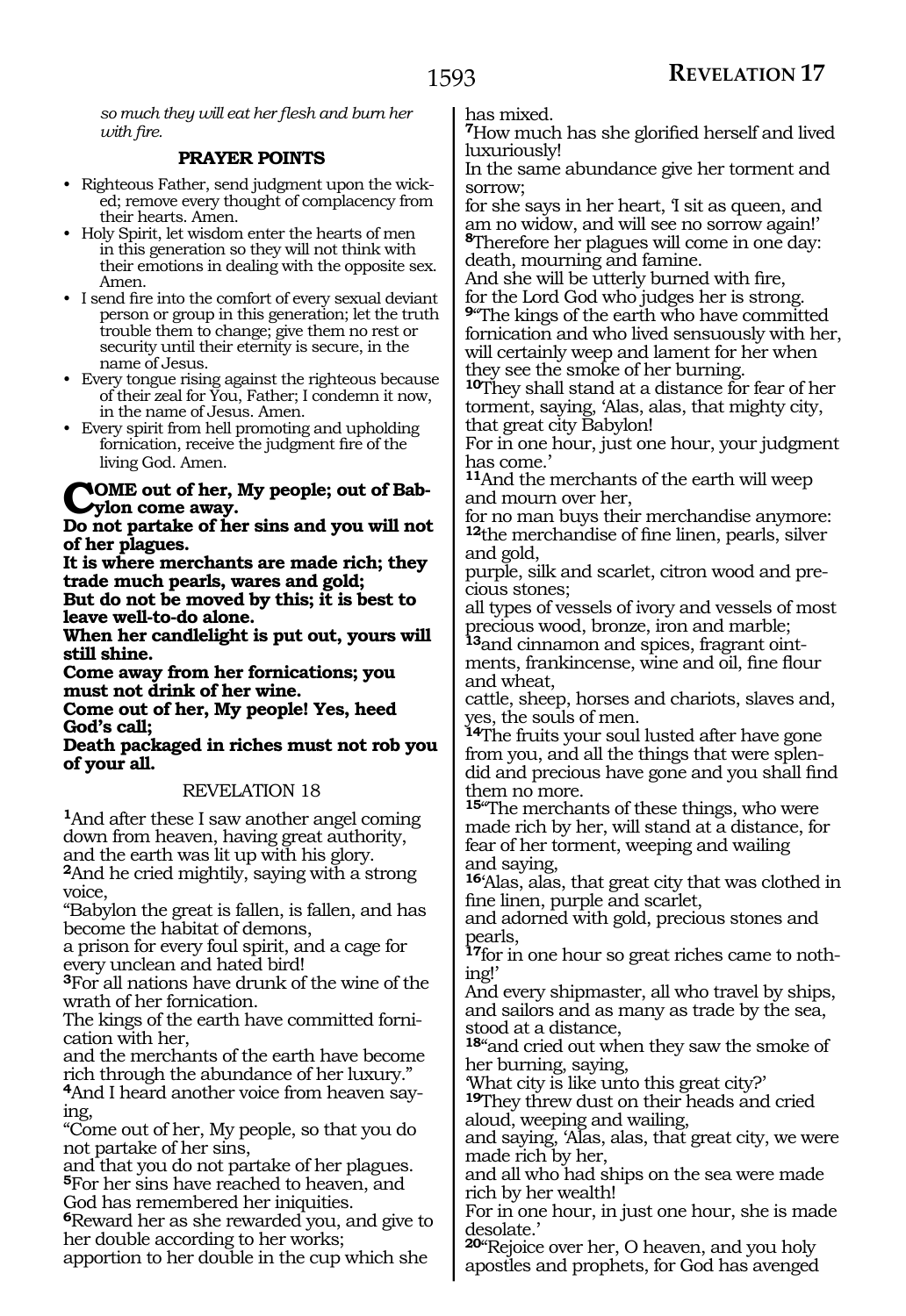*so much they will eat her flesh and burn her with fire.*

### PRAYER POINTS

- Righteous Father, send judgment upon the wicked; remove every thought of complacency from their hearts. Amen.
- Holy Spirit, let wisdom enter the hearts of men in this generation so they will not think with their emotions in dealing with the opposite sex. Amen.
- I send fire into the comfort of every sexual deviant person or group in this generation; let the truth trouble them to change; give them no rest or security until their eternity is secure, in the name of Jesus.
- Every tongue rising against the righteous because of their zeal for You, Father; I condemn it now, in the name of Jesus. Amen.
- Every spirit from hell promoting and upholding fornication, receive the judgment fire of the living God. Amen.

**COME out of her, My people; out of Babylon come away.**
**Do not partake of her sins and you will not of her plagues.**
**It is where merchants are made rich; they trade much pearls, wares and gold;**
**But do not be moved by this; it is best to leave well-to-do alone.**
**When her candlelight is put out, yours will still shine.**
**Come away from her fornications; you must not drink of her wine.**
**Come out of her, My people! Yes, heed God's call;**
**Death packaged in riches must not rob you of your all.**

## REVELATION 18

[1]And after these I saw another angel coming down from heaven, having great authority, and the earth was lit up with his glory.
[2]And he cried mightily, saying with a strong voice,
"Babylon the great is fallen, is fallen, and has become the habitat of demons,
a prison for every foul spirit, and a cage for every unclean and hated bird!
[3]For all nations have drunk of the wine of the wrath of her fornication.
The kings of the earth have committed fornication with her,
and the merchants of the earth have become rich through the abundance of her luxury."
[4]And I heard another voice from heaven saying,
"Come out of her, My people, so that you do not partake of her sins,
and that you do not partake of her plagues.
[5]For her sins have reached to heaven, and God has remembered her iniquities.
[6]Reward her as she rewarded you, and give to her double according to her works;
apportion to her double in the cup which she has mixed.
[7]How much has she glorified herself and lived luxuriously!
In the same abundance give her torment and sorrow;
for she says in her heart, 'I sit as queen, and am no widow, and will see no sorrow again!'
[8]Therefore her plagues will come in one day: death, mourning and famine.
And she will be utterly burned with fire,
for the Lord God who judges her is strong.
[9]"The kings of the earth who have committed fornication and who lived sensuously with her, will certainly weep and lament for her when they see the smoke of her burning.
[10]They shall stand at a distance for fear of her torment, saying, 'Alas, alas, that mighty city, that great city Babylon!
For in one hour, just one hour, your judgment has come.'
[11]And the merchants of the earth will weep and mourn over her,
for no man buys their merchandise anymore:
[12]the merchandise of fine linen, pearls, silver and gold,
purple, silk and scarlet, citron wood and precious stones;
all types of vessels of ivory and vessels of most precious wood, bronze, iron and marble;
[13]and cinnamon and spices, fragrant ointments, frankincense, wine and oil, fine flour and wheat,
cattle, sheep, horses and chariots, slaves and, yes, the souls of men.
[14]The fruits your soul lusted after have gone from you, and all the things that were splendid and precious have gone and you shall find them no more.
[15]"The merchants of these things, who were made rich by her, will stand at a distance, for fear of her torment, weeping and wailing and saying,
[16]'Alas, alas, that great city that was clothed in fine linen, purple and scarlet,
and adorned with gold, precious stones and pearls,
[17]for in one hour so great riches came to nothing!'
And every shipmaster, all who travel by ships, and sailors and as many as trade by the sea, stood at a distance,
[18]"and cried out when they saw the smoke of her burning, saying,
'What city is like unto this great city?'
[19]They threw dust on their heads and cried aloud, weeping and wailing,
and saying, 'Alas, alas, that great city, we were made rich by her,
and all who had ships on the sea were made rich by her wealth!
For in one hour, in just one hour, she is made desolate.'
[20]"Rejoice over her, O heaven, and you holy apostles and prophets, for God has avenged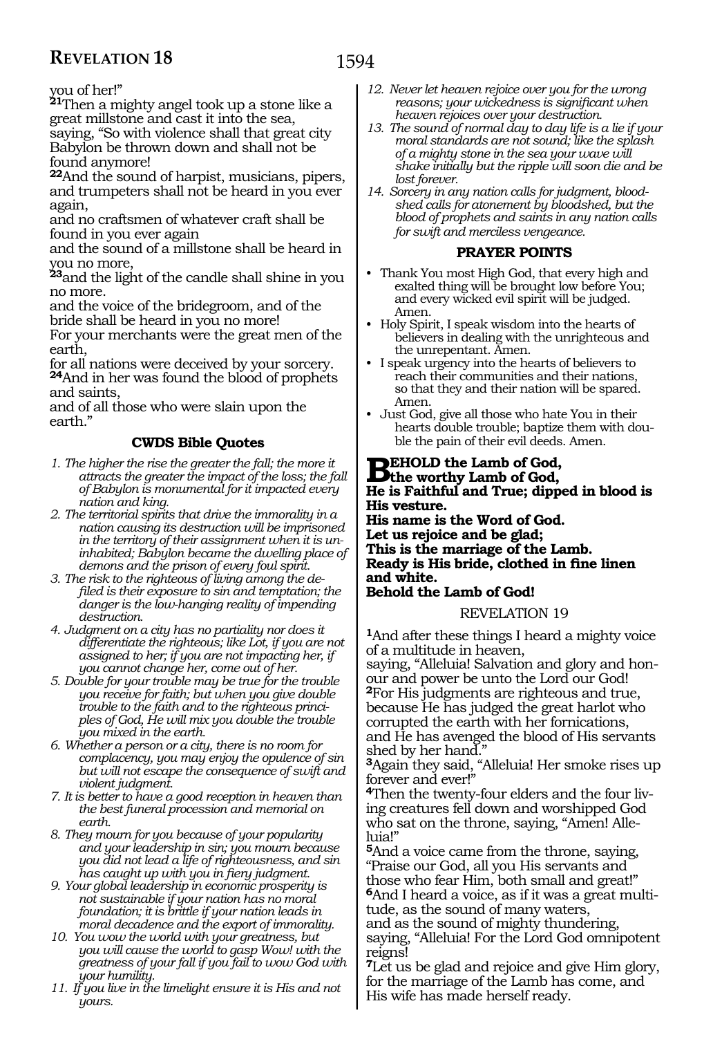you of her!"

**21**Then a mighty angel took up a stone like a great millstone and cast it into the sea, saying, "So with violence shall that great city Babylon be thrown down and shall not be found anymore!

**22**And the sound of harpist, musicians, pipers, and trumpeters shall not be heard in you ever again,
and no craftsmen of whatever craft shall be found in you ever again
and the sound of a millstone shall be heard in you no more,

**23**and the light of the candle shall shine in you no more.
and the voice of the bridegroom, and of the bride shall be heard in you no more!
For your merchants were the great men of the earth,
for all nations were deceived by your sorcery.

**24**And in her was found the blood of prophets and saints,
and of all those who were slain upon the earth."

### CWDS Bible Quotes

1. *The higher the rise the greater the fall; the more it attracts the greater the impact of the loss; the fall of Babylon is monumental for it impacted every nation and king.*
2. *The territorial spirits that drive the immorality in a nation causing its destruction will be imprisoned in the territory of their assignment when it is uninhabited; Babylon became the dwelling place of demons and the prison of every foul spirit.*
3. *The risk to the righteous of living among the defiled is their exposure to sin and temptation; the danger is the low-hanging reality of impending destruction.*
4. *Judgment on a city has no partiality nor does it differentiate the righteous; like Lot, if you are not assigned to her; if you are not impacting her, if you cannot change her, come out of her.*
5. *Double for your trouble may be true for the trouble you receive for faith; but when you give double trouble to the faith and to the righteous principles of God, He will mix you double the trouble you mixed in the earth.*
6. *Whether a person or a city, there is no room for complacency, you may enjoy the opulence of sin but will not escape the consequence of swift and violent judgment.*
7. *It is better to have a good reception in heaven than the best funeral procession and memorial on earth.*
8. *They mourn for you because of your popularity and your leadership in sin; you mourn because you did not lead a life of righteousness, and sin has caught up with you in fiery judgment.*
9. *Your global leadership in economic prosperity is not sustainable if your nation has no moral foundation; it is brittle if your nation leads in moral decadence and the export of immorality.*
10. *You wow the world with your greatness, but you will cause the world to gasp Wow! with the greatness of your fall if you fail to wow God with your humility.*
11. *If you live in the limelight ensure it is His and not yours.*
12. *Never let heaven rejoice over you for the wrong reasons; your wickedness is significant when heaven rejoices over your destruction.*
13. *The sound of normal day to day life is a lie if your moral standards are not sound; like the splash of a mighty stone in the sea your wave will shake initially but the ripple will soon die and be lost forever.*
14. *Sorcery in any nation calls for judgment, bloodshed calls for atonement by bloodshed, but the blood of prophets and saints in any nation calls for swift and merciless vengeance.*

### PRAYER POINTS

- Thank You most High God, that every high and exalted thing will be brought low before You; and every wicked evil spirit will be judged. Amen.
- Holy Spirit, I speak wisdom into the hearts of believers in dealing with the unrighteous and the unrepentant. Amen.
- I speak urgency into the hearts of believers to reach their communities and their nations, so that they and their nation will be spared. Amen.
- Just God, give all those who hate You in their hearts double trouble; baptize them with double the pain of their evil deeds. Amen.

**BEHOLD the Lamb of God,**
**the worthy Lamb of God,**
**He is Faithful and True; dipped in blood is His vesture.**
**His name is the Word of God.**
**Let us rejoice and be glad;**
**This is the marriage of the Lamb.**
**Ready is His bride, clothed in fine linen and white.**
**Behold the Lamb of God!**

## REVELATION 19

**1**And after these things I heard a mighty voice of a multitude in heaven,
saying, "Alleluia! Salvation and glory and honour and power be unto the Lord our God!

**2**For His judgments are righteous and true, because He has judged the great harlot who corrupted the earth with her fornications, and He has avenged the blood of His servants shed by her hand."

**3**Again they said, "Alleluia! Her smoke rises up forever and ever!"

**4**Then the twenty-four elders and the four living creatures fell down and worshipped God who sat on the throne, saying, "Amen! Alleluia!"

**5**And a voice came from the throne, saying, "Praise our God, all you His servants and those who fear Him, both small and great!"

**6**And I heard a voice, as if it was a great multitude, as the sound of many waters,
and as the sound of mighty thundering,
saying, "Alleluia! For the Lord God omnipotent reigns!

**7**Let us be glad and rejoice and give Him glory, for the marriage of the Lamb has come, and His wife has made herself ready.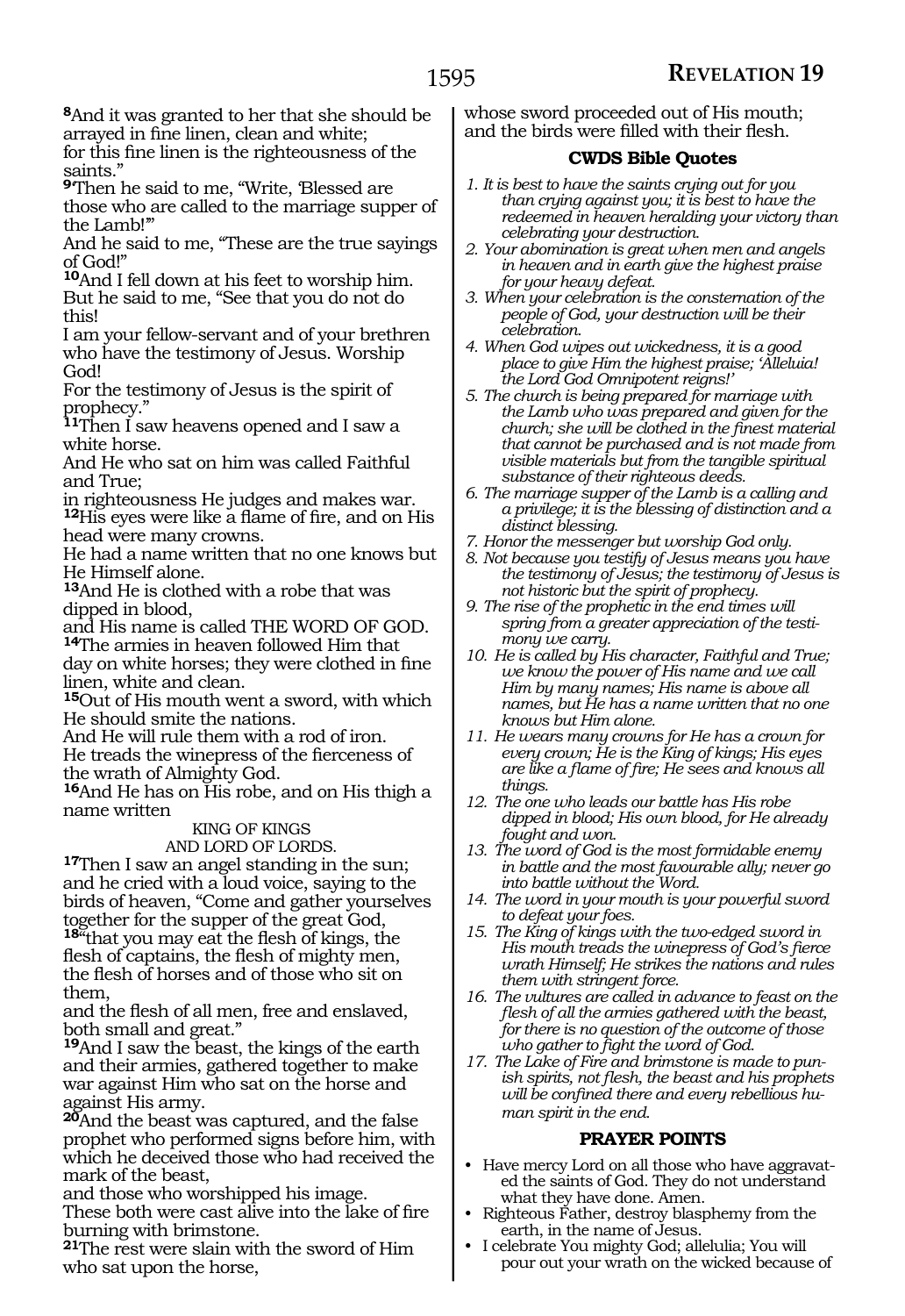**8**And it was granted to her that she should be arrayed in fine linen, clean and white;
for this fine linen is the righteousness of the saints."

**9**Then he said to me, "Write, 'Blessed are those who are called to the marriage supper of the Lamb!'"

And he said to me, "These are the true sayings of God!"

**10**And I fell down at his feet to worship him.
But he said to me, "See that you do not do this!

I am your fellow-servant and of your brethren who have the testimony of Jesus. Worship God!

For the testimony of Jesus is the spirit of prophecy."

**11**Then I saw heavens opened and I saw a white horse.

And He who sat on him was called Faithful and True;

in righteousness He judges and makes war.
**12**His eyes were like a flame of fire, and on His head were many crowns.

He had a name written that no one knows but He Himself alone.

**13**And He is clothed with a robe that was dipped in blood,

and His name is called THE WORD OF GOD.
**14**The armies in heaven followed Him that day on white horses; they were clothed in fine linen, white and clean.

**15**Out of His mouth went a sword, with which He should smite the nations.

And He will rule them with a rod of iron.
He treads the winepress of the fierceness of the wrath of Almighty God.

**16**And He has on His robe, and on His thigh a name written

KING OF KINGS
AND LORD OF LORDS.

**17**Then I saw an angel standing in the sun; and he cried with a loud voice, saying to the birds of heaven, "Come and gather yourselves together for the supper of the great God,
**18**"that you may eat the flesh of kings, the flesh of captains, the flesh of mighty men, the flesh of horses and of those who sit on them,

and the flesh of all men, free and enslaved, both small and great."

**19**And I saw the beast, the kings of the earth and their armies, gathered together to make war against Him who sat on the horse and against His army.

**20**And the beast was captured, and the false prophet who performed signs before him, with which he deceived those who had received the mark of the beast,

and those who worshipped his image.
These both were cast alive into the lake of fire burning with brimstone.

**21**The rest were slain with the sword of Him who sat upon the horse,
whose sword proceeded out of His mouth; and the birds were filled with their flesh.

### CWDS Bible Quotes

1. *It is best to have the saints crying out for you than crying against you; it is best to have the redeemed in heaven heralding your victory than celebrating your destruction.*
2. *Your abomination is great when men and angels in heaven and in earth give the highest praise for your heavy defeat.*
3. *When your celebration is the consternation of the people of God, your destruction will be their celebration.*
4. *When God wipes out wickedness, it is a good place to give Him the highest praise; 'Alleluia! the Lord God Omnipotent reigns!'*
5. *The church is being prepared for marriage with the Lamb who was prepared and given for the church; she will be clothed in the finest material that cannot be purchased and is not made from visible materials but from the tangible spiritual substance of their righteous deeds.*
6. *The marriage supper of the Lamb is a calling and a privilege; it is the blessing of distinction and a distinct blessing.*
7. *Honor the messenger but worship God only.*
8. *Not because you testify of Jesus means you have the testimony of Jesus; the testimony of Jesus is not historic but the spirit of prophecy.*
9. *The rise of the prophetic in the end times will spring from a greater appreciation of the testimony we carry.*
10. *He is called by His character, Faithful and True; we know the power of His name and we call Him by many names; His name is above all names, but He has a name written that no one knows but Him alone.*
11. *He wears many crowns for He has a crown for every crown; He is the King of kings; His eyes are like a flame of fire; He sees and knows all things.*
12. *The one who leads our battle has His robe dipped in blood; His own blood, for He already fought and won.*
13. *The word of God is the most formidable enemy in battle and the most favourable ally; never go into battle without the Word.*
14. *The word in your mouth is your powerful sword to defeat your foes.*
15. *The King of kings with the two-edged sword in His mouth treads the winepress of God's fierce wrath Himself; He strikes the nations and rules them with stringent force.*
16. *The vultures are called in advance to feast on the flesh of all the armies gathered with the beast, for there is no question of the outcome of those who gather to fight the word of God.*
17. *The Lake of Fire and brimstone is made to punish spirits, not flesh, the beast and his prophets will be confined there and every rebellious human spirit in the end.*

### PRAYER POINTS

- Have mercy Lord on all those who have aggravated the saints of God. They do not understand what they have done. Amen.
- Righteous Father, destroy blasphemy from the earth, in the name of Jesus.
- I celebrate You mighty God; allelulia; You will pour out your wrath on the wicked because of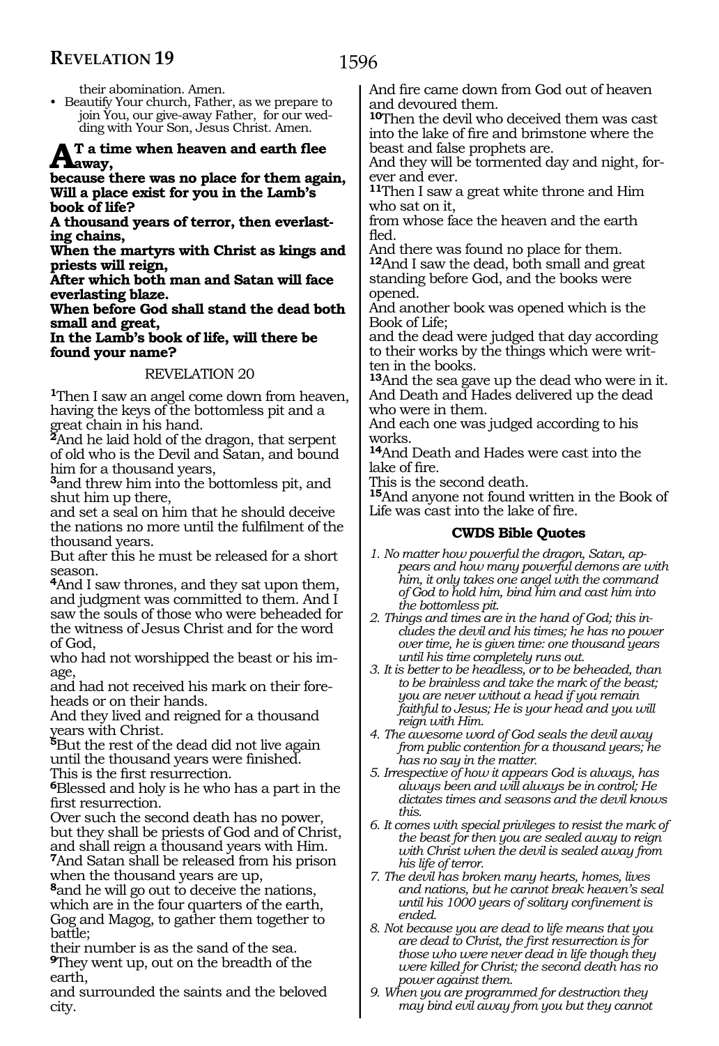their abomination. Amen.

- Beautify Your church, Father, as we prepare to join You, our give-away Father, for our wedding with Your Son, Jesus Christ. Amen.

**At a time when heaven and earth flee away,**
**because there was no place for them again,**
**Will a place exist for you in the Lamb's book of life?**
**A thousand years of terror, then everlasting chains,**
**When the martyrs with Christ as kings and priests will reign,**
**After which both man and Satan will face everlasting blaze.**
**When before God shall stand the dead both small and great,**
**In the Lamb's book of life, will there be found your name?**

REVELATION 20

1Then I saw an angel come down from heaven, having the keys of the bottomless pit and a great chain in his hand.
2And he laid hold of the dragon, that serpent of old who is the Devil and Satan, and bound him for a thousand years,
3and threw him into the bottomless pit, and shut him up there,
and set a seal on him that he should deceive the nations no more until the fulfilment of the thousand years.
But after this he must be released for a short season.
4And I saw thrones, and they sat upon them, and judgment was committed to them. And I saw the souls of those who were beheaded for the witness of Jesus Christ and for the word of God,
who had not worshipped the beast or his image,
and had not received his mark on their foreheads or on their hands.
And they lived and reigned for a thousand years with Christ.
5But the rest of the dead did not live again until the thousand years were finished.
This is the first resurrection.
6Blessed and holy is he who has a part in the first resurrection.
Over such the second death has no power, but they shall be priests of God and of Christ, and shall reign a thousand years with Him.
7And Satan shall be released from his prison when the thousand years are up,
8and he will go out to deceive the nations, which are in the four quarters of the earth, Gog and Magog, to gather them together to battle;
their number is as the sand of the sea.
9They went up, out on the breadth of the earth,
and surrounded the saints and the beloved city.
And fire came down from God out of heaven and devoured them.
10Then the devil who deceived them was cast into the lake of fire and brimstone where the beast and false prophets are.
And they will be tormented day and night, forever and ever.
11Then I saw a great white throne and Him who sat on it,
from whose face the heaven and the earth fled.
And there was found no place for them.
12And I saw the dead, both small and great standing before God, and the books were opened.
And another book was opened which is the Book of Life;
and the dead were judged that day according to their works by the things which were written in the books.
13And the sea gave up the dead who were in it.
And Death and Hades delivered up the dead who were in them.
And each one was judged according to his works.
14And Death and Hades were cast into the lake of fire.
This is the second death.
15And anyone not found written in the Book of Life was cast into the lake of fire.

### CWDS Bible Quotes

1. *No matter how powerful the dragon, Satan, appears and how many powerful demons are with him, it only takes one angel with the command of God to hold him, bind him and cast him into the bottomless pit.*
2. *Things and times are in the hand of God; this includes the devil and his times; he has no power over time, he is given time: one thousand years until his time completely runs out.*
3. *It is better to be headless, or to be beheaded, than to be brainless and take the mark of the beast; you are never without a head if you remain faithful to Jesus; He is your head and you will reign with Him.*
4. *The awesome word of God seals the devil away from public contention for a thousand years; he has no say in the matter.*
5. *Irrespective of how it appears God is always, has always been and will always be in control; He dictates times and seasons and the devil knows this.*
6. *It comes with special privileges to resist the mark of the beast for then you are sealed away to reign with Christ when the devil is sealed away from his life of terror.*
7. *The devil has broken many hearts, homes, lives and nations, but he cannot break heaven's seal until his 1000 years of solitary confinement is ended.*
8. *Not because you are dead to life means that you are dead to Christ, the first resurrection is for those who were never dead in life though they were killed for Christ; the second death has no power against them.*
9. *When you are programmed for destruction they may bind evil away from you but they cannot*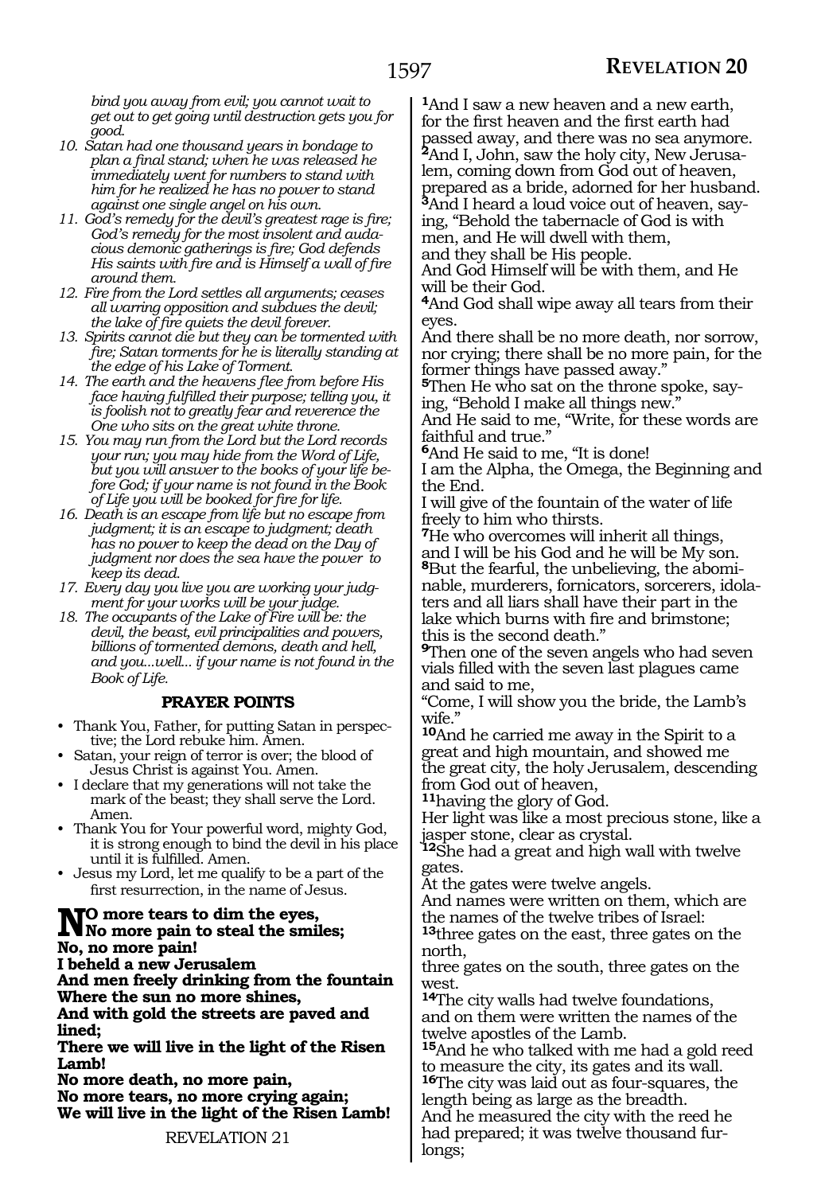*bind you away from evil; you cannot wait to get out to get going until destruction gets you for good.*

10. *Satan had one thousand years in bondage to plan a final stand; when he was released he immediately went for numbers to stand with him for he realized he has no power to stand against one single angel on his own.*
11. *God's remedy for the devil's greatest rage is fire; God's remedy for the most insolent and audacious demonic gatherings is fire; God defends His saints with fire and is Himself a wall of fire around them.*
12. *Fire from the Lord settles all arguments; ceases all warring opposition and subdues the devil; the lake of fire quiets the devil forever.*
13. *Spirits cannot die but they can be tormented with fire; Satan torments for he is literally standing at the edge of his Lake of Torment.*
14. *The earth and the heavens flee from before His face having fulfilled their purpose; telling you, it is foolish not to greatly fear and reverence the One who sits on the great white throne.*
15. *You may run from the Lord but the Lord records your run; you may hide from the Word of Life, but you will answer to the books of your life before God; if your name is not found in the Book of Life you will be booked for fire for life.*
16. *Death is an escape from life but no escape from judgment; it is an escape to judgment; death has no power to keep the dead on the Day of judgment nor does the sea have the power to keep its dead.*
17. *Every day you live you are working your judgment for your works will be your judge.*
18. *The occupants of the Lake of Fire will be: the devil, the beast, evil principalities and powers, billions of tormented demons, death and hell, and you...well... if your name is not found in the Book of Life.*

### PRAYER POINTS

- Thank You, Father, for putting Satan in perspective; the Lord rebuke him. Amen.
- Satan, your reign of terror is over; the blood of Jesus Christ is against You. Amen.
- I declare that my generations will not take the mark of the beast; they shall serve the Lord. Amen.
- Thank You for Your powerful word, mighty God, it is strong enough to bind the devil in his place until it is fulfilled. Amen.
- Jesus my Lord, let me qualify to be a part of the first resurrection, in the name of Jesus.

**NO more tears to dim the eyes,**
**No more pain to steal the smiles;**
**No, no more pain!**
**I beheld a new Jerusalem**
**And men freely drinking from the fountain**
**Where the sun no more shines,**
**And with gold the streets are paved and lined;**
**There we will live in the light of the Risen Lamb!**
**No more death, no more pain,**
**No more tears, no more crying again;**
**We will live in the light of the Risen Lamb!**

REVELATION 21

**1**And I saw a new heaven and a new earth, for the first heaven and the first earth had passed away, and there was no sea anymore.
**2**And I, John, saw the holy city, New Jerusalem, coming down from God out of heaven, prepared as a bride, adorned for her husband.
**3**And I heard a loud voice out of heaven, saying, "Behold the tabernacle of God is with men, and He will dwell with them,
and they shall be His people.
And God Himself will be with them, and He will be their God.
**4**And God shall wipe away all tears from their eyes.
And there shall be no more death, nor sorrow, nor crying; there shall be no more pain, for the former things have passed away."
**5**Then He who sat on the throne spoke, saying, "Behold I make all things new."
And He said to me, "Write, for these words are faithful and true."
**6**And He said to me, "It is done!
I am the Alpha, the Omega, the Beginning and the End.
I will give of the fountain of the water of life freely to him who thirsts.
**7**He who overcomes will inherit all things, and I will be his God and he will be My son.
**8**But the fearful, the unbelieving, the abominable, murderers, fornicators, sorcerers, idolaters and all liars shall have their part in the lake which burns with fire and brimstone; this is the second death."
**9**Then one of the seven angels who had seven vials filled with the seven last plagues came and said to me,
"Come, I will show you the bride, the Lamb's wife."
**10**And he carried me away in the Spirit to a great and high mountain, and showed me the great city, the holy Jerusalem, descending from God out of heaven,
**11**having the glory of God.
Her light was like a most precious stone, like a jasper stone, clear as crystal.
**12**She had a great and high wall with twelve gates.
At the gates were twelve angels.
And names were written on them, which are the names of the twelve tribes of Israel:
**13**three gates on the east, three gates on the north,
three gates on the south, three gates on the west.
**14**The city walls had twelve foundations, and on them were written the names of the twelve apostles of the Lamb.
**15**And he who talked with me had a gold reed to measure the city, its gates and its wall.
**16**The city was laid out as four-squares, the length being as large as the breadth.
And he measured the city with the reed he had prepared; it was twelve thousand furlongs;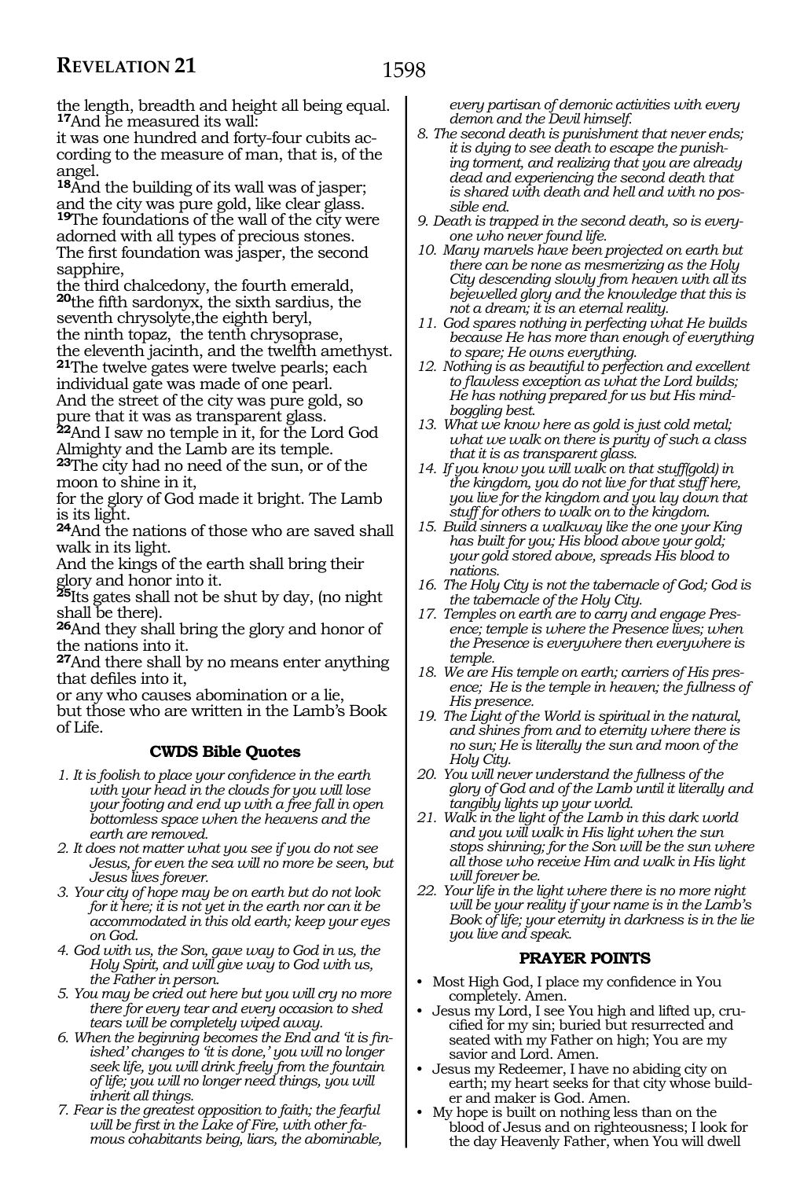the length, breadth and height all being equal.
**17**And he measured its wall:
it was one hundred and forty-four cubits according to the measure of man, that is, of the angel.
**18**And the building of its wall was of jasper; and the city was pure gold, like clear glass.
**19**The foundations of the wall of the city were adorned with all types of precious stones.
The first foundation was jasper, the second sapphire,
the third chalcedony, the fourth emerald,
**20**the fifth sardonyx, the sixth sardius, the seventh chrysolyte,the eighth beryl,
the ninth topaz, the tenth chrysoprase,
the eleventh jacinth, and the twelfth amethyst.
**21**The twelve gates were twelve pearls; each individual gate was made of one pearl.
And the street of the city was pure gold, so pure that it was as transparent glass.
**22**And I saw no temple in it, for the Lord God Almighty and the Lamb are its temple.
**23**The city had no need of the sun, or of the moon to shine in it,
for the glory of God made it bright. The Lamb is its light.
**24**And the nations of those who are saved shall walk in its light.
And the kings of the earth shall bring their glory and honor into it.
**25**Its gates shall not be shut by day, (no night shall be there).
**26**And they shall bring the glory and honor of the nations into it.
**27**And there shall by no means enter anything that defiles into it,
or any who causes abomination or a lie,
but those who are written in the Lamb's Book of Life.

### CWDS Bible Quotes

1. *It is foolish to place your confidence in the earth with your head in the clouds for you will lose your footing and end up with a free fall in open bottomless space when the heavens and the earth are removed.*
2. *It does not matter what you see if you do not see Jesus, for even the sea will no more be seen, but Jesus lives forever.*
3. *Your city of hope may be on earth but do not look for it here; it is not yet in the earth nor can it be accommodated in this old earth; keep your eyes on God.*
4. *God with us, the Son, gave way to God in us, the Holy Spirit, and will give way to God with us, the Father in person.*
5. *You may be cried out here but you will cry no more there for every tear and every occasion to shed tears will be completely wiped away.*
6. *When the beginning becomes the End and 'it is finished' changes to 'it is done,' you will no longer seek life, you will drink freely from the fountain of life; you will no longer need things, you will inherit all things.*
7. *Fear is the greatest opposition to faith; the fearful will be first in the Lake of Fire, with other famous cohabitants being, liars, the abominable, every partisan of demonic activities with every demon and the Devil himself.*
8. *The second death is punishment that never ends; it is dying to see death to escape the punishing torment, and realizing that you are already dead and experiencing the second death that is shared with death and hell and with no possible end.*
9. *Death is trapped in the second death, so is everyone who never found life.*
10. *Many marvels have been projected on earth but there can be none as mesmerizing as the Holy City descending slowly from heaven with all its bejewelled glory and the knowledge that this is not a dream; it is an eternal reality.*
11. *God spares nothing in perfecting what He builds because He has more than enough of everything to spare; He owns everything.*
12. *Nothing is as beautiful to perfection and excellent to flawless exception as what the Lord builds; He has nothing prepared for us but His mind-boggling best.*
13. *What we know here as gold is just cold metal; what we walk on there is purity of such a class that it is as transparent glass.*
14. *If you know you will walk on that stuff(gold) in the kingdom, you do not live for that stuff here, you live for the kingdom and you lay down that stuff for others to walk on to the kingdom.*
15. *Build sinners a walkway like the one your King has built for you; His blood above your gold; your gold stored above, spreads His blood to nations.*
16. *The Holy City is not the tabernacle of God; God is the tabernacle of the Holy City.*
17. *Temples on earth are to carry and engage Presence; temple is where the Presence lives; when the Presence is everywhere then everywhere is temple.*
18. *We are His temple on earth; carriers of His presence; He is the temple in heaven; the fullness of His presence.*
19. *The Light of the World is spiritual in the natural, and shines from and to eternity where there is no sun; He is literally the sun and moon of the Holy City.*
20. *You will never understand the fullness of the glory of God and of the Lamb until it literally and tangibly lights up your world.*
21. *Walk in the light of the Lamb in this dark world and you will walk in His light when the sun stops shinning; for the Son will be the sun where all those who receive Him and walk in His light will forever be.*
22. *Your life in the light where there is no more night will be your reality if your name is in the Lamb's Book of life; your eternity in darkness is in the lie you live and speak.*

### PRAYER POINTS

- Most High God, I place my confidence in You completely. Amen.
- Jesus my Lord, I see You high and lifted up, crucified for my sin; buried but resurrected and seated with my Father on high; You are my savior and Lord. Amen.
- Jesus my Redeemer, I have no abiding city on earth; my heart seeks for that city whose builder and maker is God. Amen.
- My hope is built on nothing less than on the blood of Jesus and on righteousness; I look for the day Heavenly Father, when You will dwell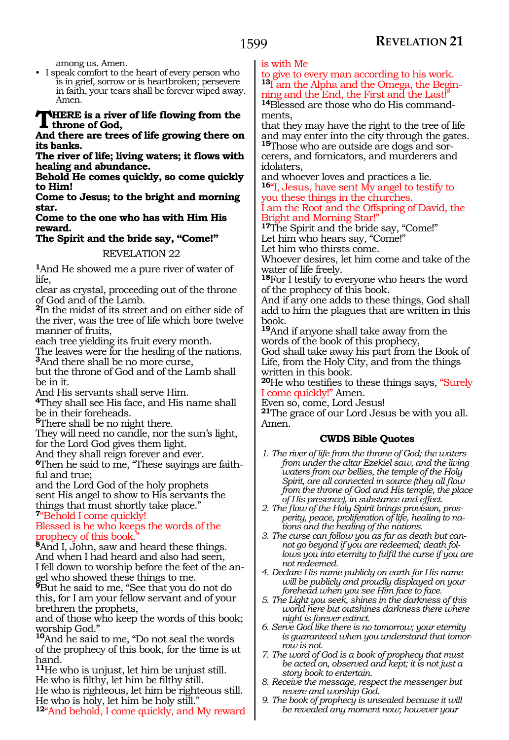among us. Amen.

- I speak comfort to the heart of every person who is in grief, sorrow or is heartbroken; persevere in faith, your tears shall be forever wiped away. Amen.

**THERE is a river of life flowing from the throne of God,**
**And there are trees of life growing there on its banks.**
**The river of life; living waters; it flows with healing and abundance.**
**Behold He comes quickly, so come quickly to Him!**
**Come to Jesus; to the bright and morning star.**
**Come to the one who has with Him His reward.**
**The Spirit and the bride say, "Come!"**

REVELATION 22

[1]And He showed me a pure river of water of life,
clear as crystal, proceeding out of the throne of God and of the Lamb.
[2]In the midst of its street and on either side of the river, was the tree of life which bore twelve manner of fruits,
each tree yielding its fruit every month.
The leaves were for the healing of the nations.
[3]And there shall be no more curse,
but the throne of God and of the Lamb shall be in it.
And His servants shall serve Him.
[4]They shall see His face, and His name shall be in their foreheads.
[5]There shall be no night there.
They will need no candle, nor the sun's light, for the Lord God gives them light.
And they shall reign forever and ever.
[6]Then he said to me, "These sayings are faithful and true;
and the Lord God of the holy prophets
sent His angel to show to His servants the things that must shortly take place."
[7]"Behold I come quickly!
Blessed is he who keeps the words of the prophecy of this book."
[8]And I, John, saw and heard these things.
And when I had heard and also had seen,
I fell down to worship before the feet of the angel who showed these things to me.
[9]But he said to me, "See that you do not do this, for I am your fellow servant and of your brethren the prophets,
and of those who keep the words of this book; worship God."
[10]And he said to me, "Do not seal the words of the prophecy of this book, for the time is at hand.
[11]He who is unjust, let him be unjust still.
He who is filthy, let him be filthy still.
He who is righteous, let him be righteous still.
He who is holy, let him be holy still."
[12]"And behold, I come quickly, and My reward is with Me
to give to every man according to his work.
[13]I am the Alpha and the Omega, the Beginning and the End, the First and the Last!"
[14]Blessed are those who do His commandments,
that they may have the right to the tree of life and may enter into the city through the gates.
[15]Those who are outside are dogs and sorcerers, and fornicators, and murderers and idolaters,
and whoever loves and practices a lie.
[16]"I, Jesus, have sent My angel to testify to you these things in the churches.
I am the Root and the Offspring of David, the Bright and Morning Star!"
[17]The Spirit and the bride say, "Come!"
Let him who hears say, "Come!"
Let him who thirsts come.
Whoever desires, let him come and take of the water of life freely.
[18]For I testify to everyone who hears the word of the prophecy of this book.
And if any one adds to these things, God shall add to him the plagues that are written in this book.
[19]And if anyone shall take away from the words of the book of this prophecy,
God shall take away his part from the Book of Life, from the Holy City, and from the things written in this book.
[20]He who testifies to these things says, "Surely I come quickly!" Amen.
Even so, come, Lord Jesus!
[21]The grace of our Lord Jesus be with you all. Amen.

### CWDS Bible Quotes

1. *The river of life from the throne of God; the waters from under the altar Ezekiel saw, and the living waters from our bellies, the temple of the Holy Spirit, are all connected in source (they all flow from the throne of God and His temple, the place of His presence), in substance and effect.*
2. *The flow of the Holy Spirit brings provision, prosperity, peace, proliferation of life, healing to nations and the healing of the nations.*
3. *The curse can follow you as far as death but cannot go beyond if you are redeemed; death follows you into eternity to fulfil the curse if you are not redeemed.*
4. *Declare His name publicly on earth for His name will be publicly and proudly displayed on your forehead when you see Him face to face.*
5. *The Light you seek, shines in the darkness of this world here but outshines darkness there where night is forever extinct.*
6. *Serve God like there is no tomorrow; your eternity is guaranteed when you understand that tomorrow is not.*
7. *The word of God is a book of prophecy that must be acted on, observed and kept; it is not just a story book to entertain.*
8. *Receive the message, respect the messenger but revere and worship God.*
9. *The book of prophecy is unsealed because it will be revealed any moment now; however your*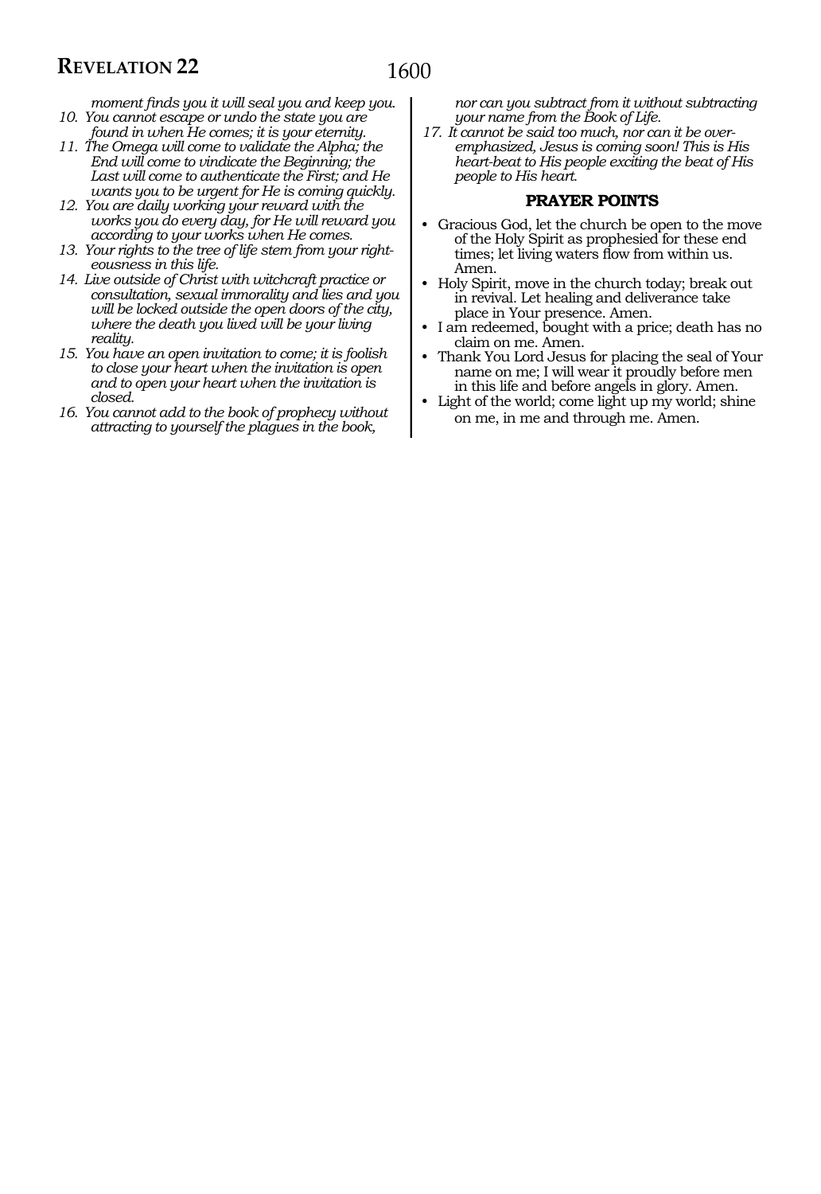*moment finds you it will seal you and keep you.*

10. *You cannot escape or undo the state you are found in when He comes; it is your eternity.*
11. *The Omega will come to validate the Alpha; the End will come to vindicate the Beginning; the Last will come to authenticate the First; and He wants you to be urgent for He is coming quickly.*
12. *You are daily working your reward with the works you do every day, for He will reward you according to your works when He comes.*
13. *Your rights to the tree of life stem from your righteousness in this life.*
14. *Live outside of Christ with witchcraft practice or consultation, sexual immorality and lies and you will be locked outside the open doors of the city, where the death you lived will be your living reality.*
15. *You have an open invitation to come; it is foolish to close your heart when the invitation is open and to open your heart when the invitation is closed.*
16. *You cannot add to the book of prophecy without attracting to yourself the plagues in the book, nor can you subtract from it without subtracting your name from the Book of Life.*
17. *It cannot be said too much, nor can it be over-emphasized, Jesus is coming soon! This is His heart-beat to His people exciting the beat of His people to His heart.*

### PRAYER POINTS

- Gracious God, let the church be open to the move of the Holy Spirit as prophesied for these end times; let living waters flow from within us. Amen.
- Holy Spirit, move in the church today; break out in revival. Let healing and deliverance take place in Your presence. Amen.
- I am redeemed, bought with a price; death has no claim on me. Amen.
- Thank You Lord Jesus for placing the seal of Your name on me; I will wear it proudly before men in this life and before angels in glory. Amen.
- Light of the world; come light up my world; shine on me, in me and through me. Amen.